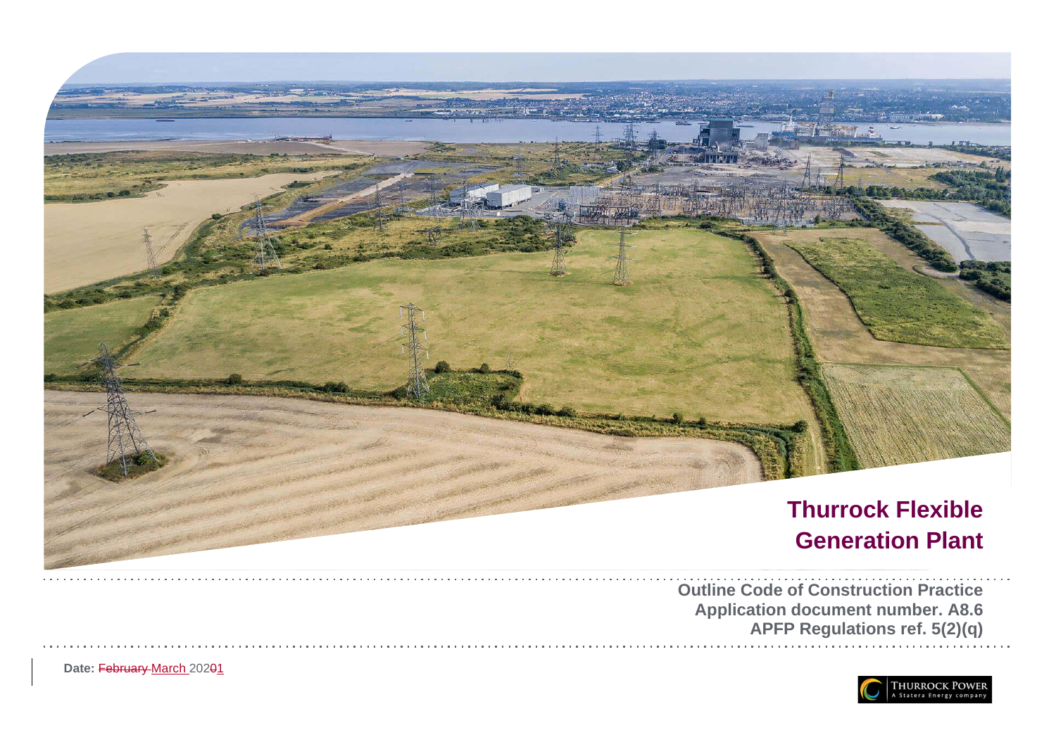# Thurrock Flexible Generation Plant

**Outline Code of Construction Practice**
**Application document number. A8.6**
**APFP Regulations ref. 5(2)(q)**

**Date:** ~~February~~ March 202~~0~~1

THURROCK POWER
A Statera Energy company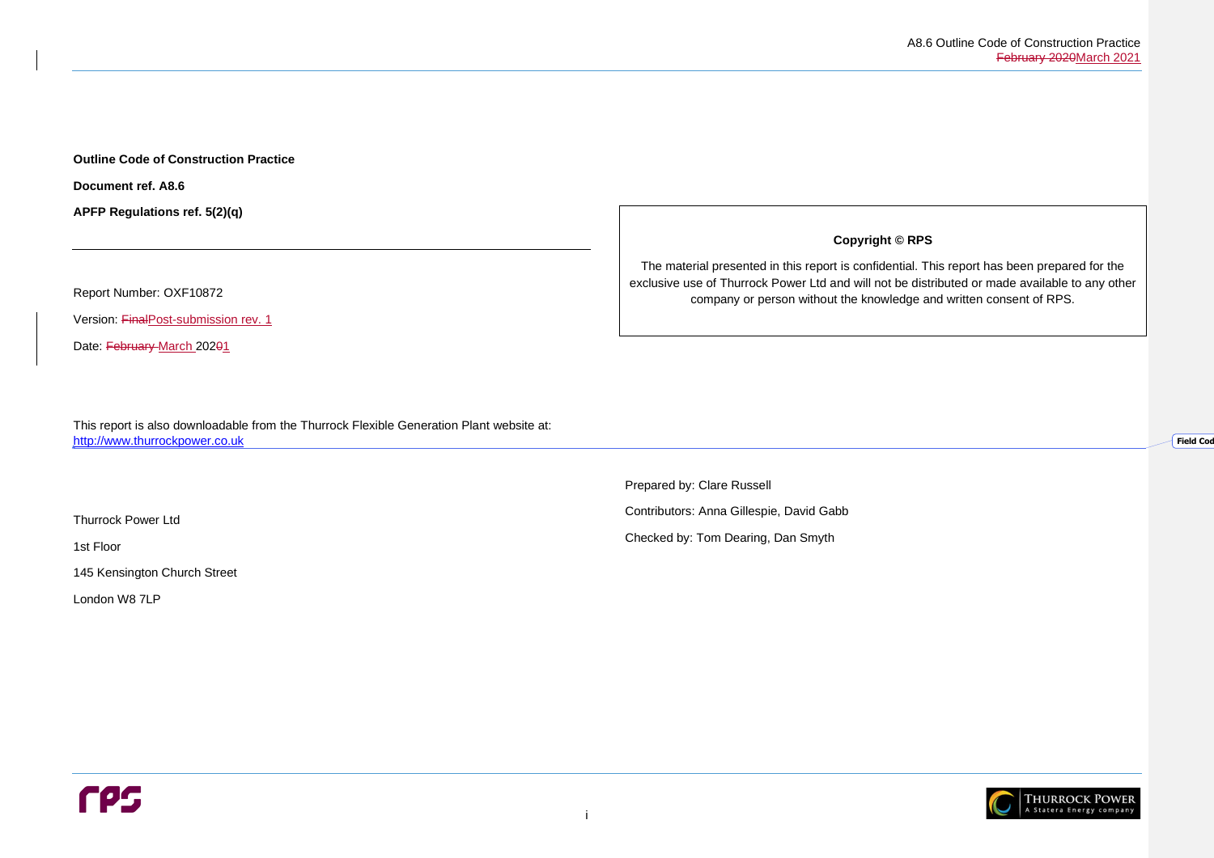**Outline Code of Construction Practice**

**Document ref. A8.6**

**APFP Regulations ref. 5(2)(q)**

---

Report Number: OXF10872

Version: ~~Final~~Post-submission rev. 1

Date: ~~February~~ March 202~~0~~1

**Copyright © RPS**

The material presented in this report is confidential. This report has been prepared for the exclusive use of Thurrock Power Ltd and will not be distributed or made available to any other company or person without the knowledge and written consent of RPS.

This report is also downloadable from the Thurrock Flexible Generation Plant website at: http://www.thurrockpower.co.uk

Thurrock Power Ltd

1st Floor

145 Kensington Church Street

London W8 7LP

Prepared by: Clare Russell

Contributors: Anna Gillespie, David Gabb

Checked by: Tom Dearing, Dan Smyth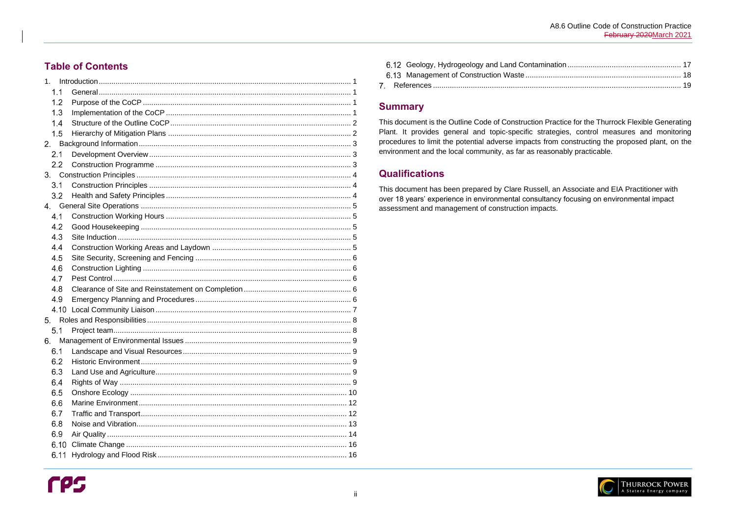## Table of Contents

| | | |
|---|---|---|
| 1. | Introduction | 1 |
| 1.1 | General | 1 |
| 1.2 | Purpose of the CoCP | 1 |
| 1.3 | Implementation of the CoCP | 1 |
| 1.4 | Structure of the Outline CoCP | 2 |
| 1.5 | Hierarchy of Mitigation Plans | 2 |
| 2. | Background Information | 3 |
| 2.1 | Development Overview | 3 |
| 2.2 | Construction Programme | 3 |
| 3. | Construction Principles | 4 |
| 3.1 | Construction Principles | 4 |
| 3.2 | Health and Safety Principles | 4 |
| 4. | General Site Operations | 5 |
| 4.1 | Construction Working Hours | 5 |
| 4.2 | Good Housekeeping | 5 |
| 4.3 | Site Induction | 5 |
| 4.4 | Construction Working Areas and Laydown | 5 |
| 4.5 | Site Security, Screening and Fencing | 6 |
| 4.6 | Construction Lighting | 6 |
| 4.7 | Pest Control | 6 |
| 4.8 | Clearance of Site and Reinstatement on Completion | 6 |
| 4.9 | Emergency Planning and Procedures | 6 |
| 4.10 | Local Community Liaison | 7 |
| 5. | Roles and Responsibilities | 8 |
| 5.1 | Project team | 8 |
| 6. | Management of Environmental Issues | 9 |
| 6.1 | Landscape and Visual Resources | 9 |
| 6.2 | Historic Environment | 9 |
| 6.3 | Land Use and Agriculture | 9 |
| 6.4 | Rights of Way | 9 |
| 6.5 | Onshore Ecology | 10 |
| 6.6 | Marine Environment | 12 |
| 6.7 | Traffic and Transport | 12 |
| 6.8 | Noise and Vibration | 13 |
| 6.9 | Air Quality | 14 |
| 6.10 | Climate Change | 16 |
| 6.11 | Hydrology and Flood Risk | 16 |
| 6.12 | Geology, Hydrogeology and Land Contamination | 17 |
| 6.13 | Management of Construction Waste | 18 |
| 7. | References | 19 |

## Summary

This document is the Outline Code of Construction Practice for the Thurrock Flexible Generating Plant. It provides general and topic-specific strategies, control measures and monitoring procedures to limit the potential adverse impacts from constructing the proposed plant, on the environment and the local community, as far as reasonably practicable.

## Qualifications

This document has been prepared by Clare Russell, an Associate and EIA Practitioner with over 18 years' experience in environmental consultancy focusing on environmental impact assessment and management of construction impacts.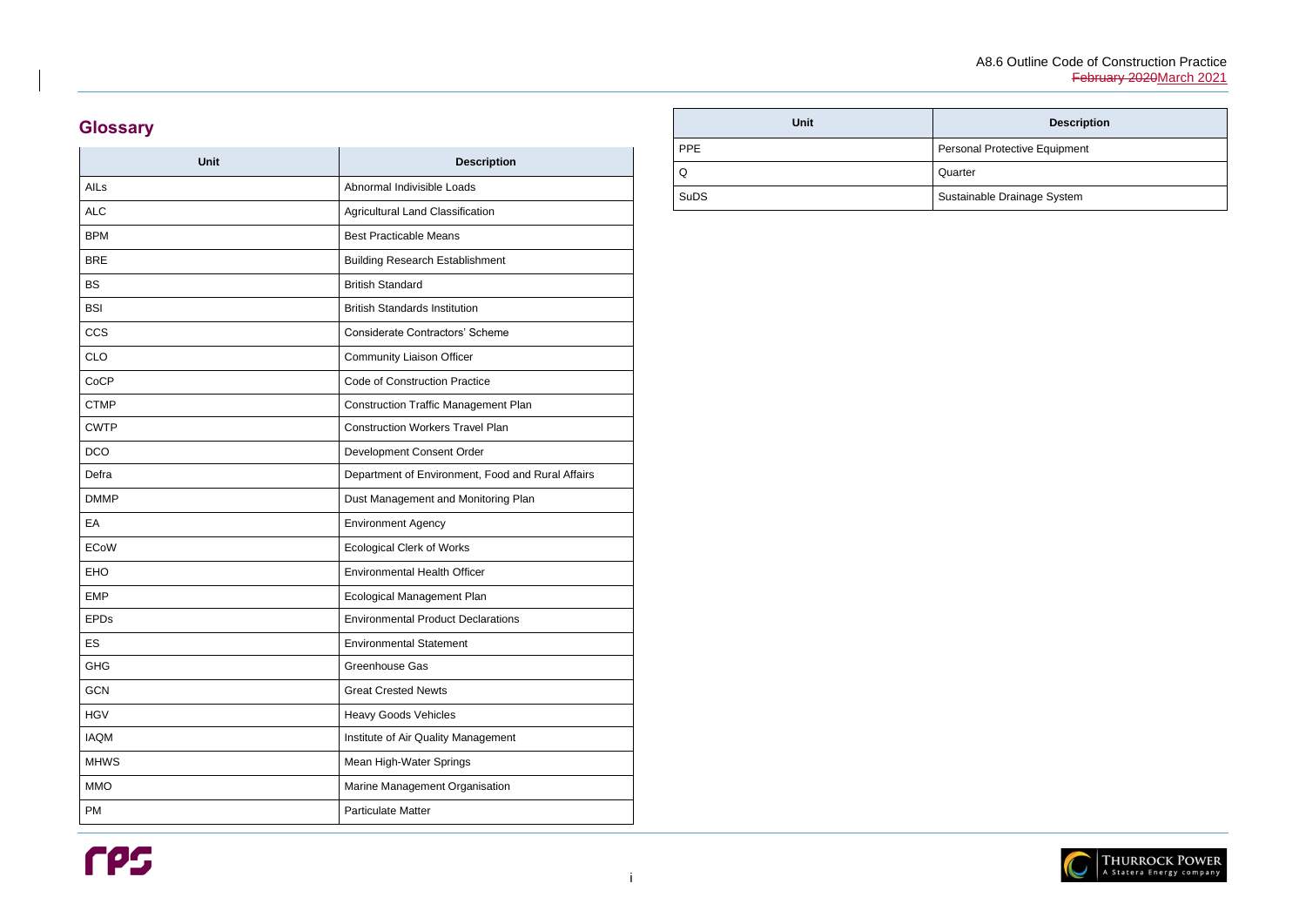## Glossary

| Unit | Description |
|---|---|
| AILs | Abnormal Indivisible Loads |
| ALC | Agricultural Land Classification |
| BPM | Best Practicable Means |
| BRE | Building Research Establishment |
| BS | British Standard |
| BSI | British Standards Institution |
| CCS | Considerate Contractors' Scheme |
| CLO | Community Liaison Officer |
| CoCP | Code of Construction Practice |
| CTMP | Construction Traffic Management Plan |
| CWTP | Construction Workers Travel Plan |
| DCO | Development Consent Order |
| Defra | Department of Environment, Food and Rural Affairs |
| DMMP | Dust Management and Monitoring Plan |
| EA | Environment Agency |
| ECoW | Ecological Clerk of Works |
| EHO | Environmental Health Officer |
| EMP | Ecological Management Plan |
| EPDs | Environmental Product Declarations |
| ES | Environmental Statement |
| GHG | Greenhouse Gas |
| GCN | Great Crested Newts |
| HGV | Heavy Goods Vehicles |
| IAQM | Institute of Air Quality Management |
| MHWS | Mean High-Water Springs |
| MMO | Marine Management Organisation |
| PM | Particulate Matter |
| PPE | Personal Protective Equipment |
| Q | Quarter |
| SuDS | Sustainable Drainage System |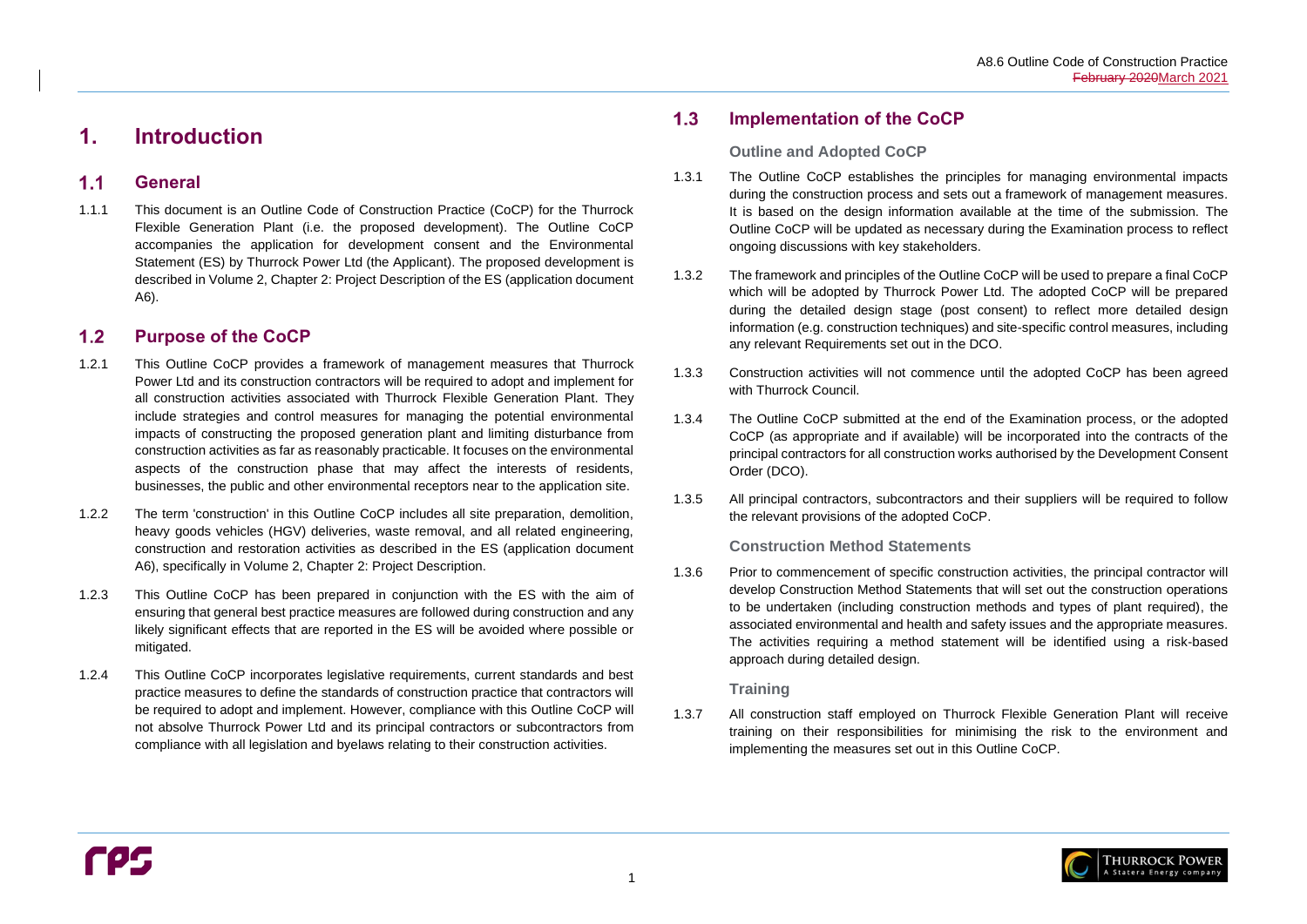# 1. Introduction

## 1.1 General

1.1.1 This document is an Outline Code of Construction Practice (CoCP) for the Thurrock Flexible Generation Plant (i.e. the proposed development). The Outline CoCP accompanies the application for development consent and the Environmental Statement (ES) by Thurrock Power Ltd (the Applicant). The proposed development is described in Volume 2, Chapter 2: Project Description of the ES (application document A6).

## 1.2 Purpose of the CoCP

1.2.1 This Outline CoCP provides a framework of management measures that Thurrock Power Ltd and its construction contractors will be required to adopt and implement for all construction activities associated with Thurrock Flexible Generation Plant. They include strategies and control measures for managing the potential environmental impacts of constructing the proposed generation plant and limiting disturbance from construction activities as far as reasonably practicable. It focuses on the environmental aspects of the construction phase that may affect the interests of residents, businesses, the public and other environmental receptors near to the application site.

1.2.2 The term 'construction' in this Outline CoCP includes all site preparation, demolition, heavy goods vehicles (HGV) deliveries, waste removal, and all related engineering, construction and restoration activities as described in the ES (application document A6), specifically in Volume 2, Chapter 2: Project Description.

1.2.3 This Outline CoCP has been prepared in conjunction with the ES with the aim of ensuring that general best practice measures are followed during construction and any likely significant effects that are reported in the ES will be avoided where possible or mitigated.

1.2.4 This Outline CoCP incorporates legislative requirements, current standards and best practice measures to define the standards of construction practice that contractors will be required to adopt and implement. However, compliance with this Outline CoCP will not absolve Thurrock Power Ltd and its principal contractors or subcontractors from compliance with all legislation and byelaws relating to their construction activities.

## 1.3 Implementation of the CoCP

### Outline and Adopted CoCP

1.3.1 The Outline CoCP establishes the principles for managing environmental impacts during the construction process and sets out a framework of management measures. It is based on the design information available at the time of the submission. The Outline CoCP will be updated as necessary during the Examination process to reflect ongoing discussions with key stakeholders.

1.3.2 The framework and principles of the Outline CoCP will be used to prepare a final CoCP which will be adopted by Thurrock Power Ltd. The adopted CoCP will be prepared during the detailed design stage (post consent) to reflect more detailed design information (e.g. construction techniques) and site-specific control measures, including any relevant Requirements set out in the DCO.

1.3.3 Construction activities will not commence until the adopted CoCP has been agreed with Thurrock Council.

1.3.4 The Outline CoCP submitted at the end of the Examination process, or the adopted CoCP (as appropriate and if available) will be incorporated into the contracts of the principal contractors for all construction works authorised by the Development Consent Order (DCO).

1.3.5 All principal contractors, subcontractors and their suppliers will be required to follow the relevant provisions of the adopted CoCP.

### Construction Method Statements

1.3.6 Prior to commencement of specific construction activities, the principal contractor will develop Construction Method Statements that will set out the construction operations to be undertaken (including construction methods and types of plant required), the associated environmental and health and safety issues and the appropriate measures. The activities requiring a method statement will be identified using a risk-based approach during detailed design.

### Training

1.3.7 All construction staff employed on Thurrock Flexible Generation Plant will receive training on their responsibilities for minimising the risk to the environment and implementing the measures set out in this Outline CoCP.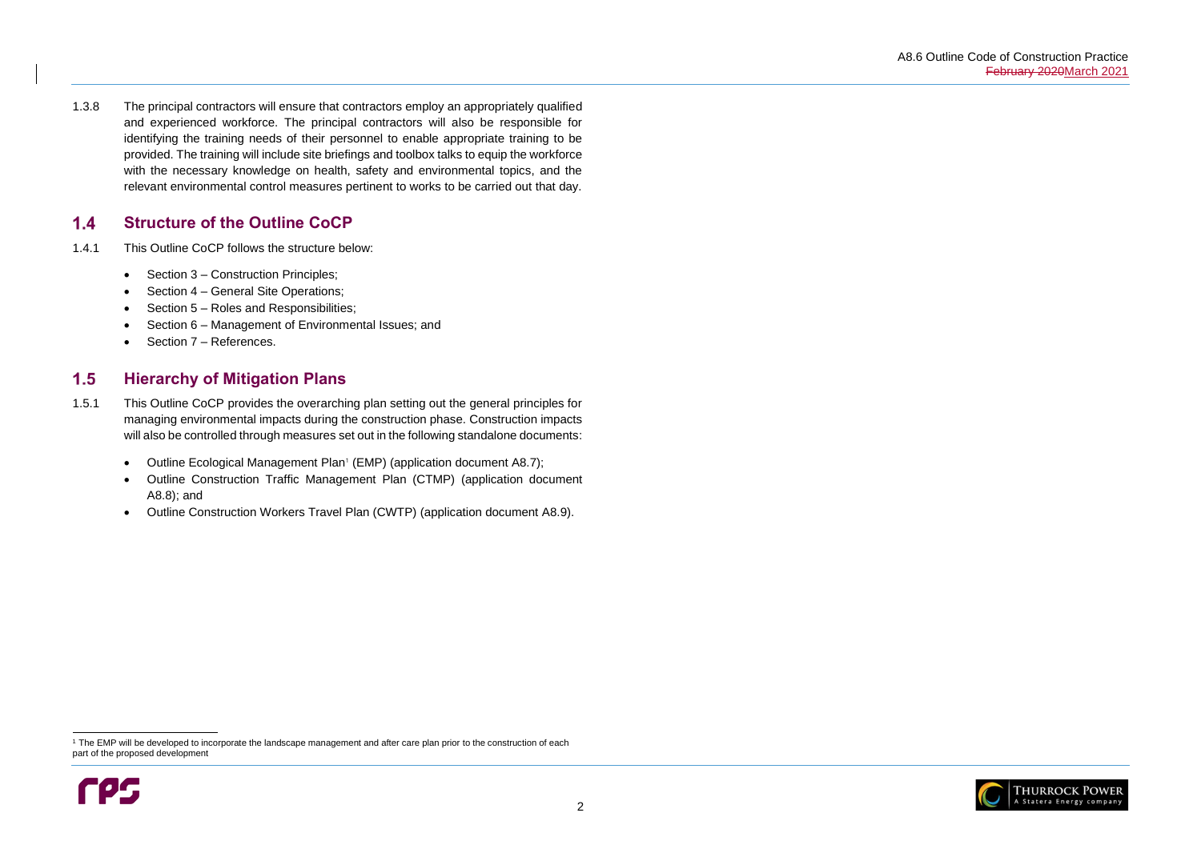1.3.8 The principal contractors will ensure that contractors employ an appropriately qualified and experienced workforce. The principal contractors will also be responsible for identifying the training needs of their personnel to enable appropriate training to be provided. The training will include site briefings and toolbox talks to equip the workforce with the necessary knowledge on health, safety and environmental topics, and the relevant environmental control measures pertinent to works to be carried out that day.

## 1.4 Structure of the Outline CoCP

1.4.1 This Outline CoCP follows the structure below:

- Section 3 – Construction Principles;
- Section 4 – General Site Operations;
- Section 5 – Roles and Responsibilities;
- Section 6 – Management of Environmental Issues; and
- Section 7 – References.

## 1.5 Hierarchy of Mitigation Plans

1.5.1 This Outline CoCP provides the overarching plan setting out the general principles for managing environmental impacts during the construction phase. Construction impacts will also be controlled through measures set out in the following standalone documents:

- Outline Ecological Management Plan[1] (EMP) (application document A8.7);
- Outline Construction Traffic Management Plan (CTMP) (application document A8.8); and
- Outline Construction Workers Travel Plan (CWTP) (application document A8.9).

[1] The EMP will be developed to incorporate the landscape management and after care plan prior to the construction of each part of the proposed development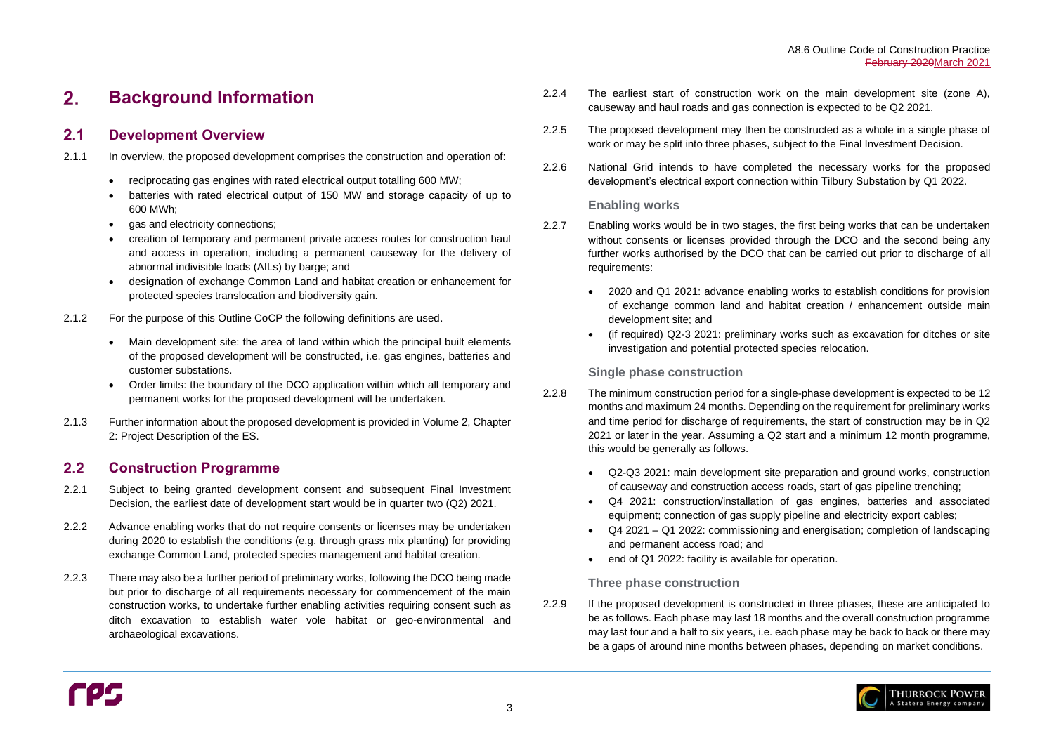# 2. Background Information

## 2.1 Development Overview

2.1.1 In overview, the proposed development comprises the construction and operation of:

- reciprocating gas engines with rated electrical output totalling 600 MW;
- batteries with rated electrical output of 150 MW and storage capacity of up to 600 MWh;
- gas and electricity connections;
- creation of temporary and permanent private access routes for construction haul and access in operation, including a permanent causeway for the delivery of abnormal indivisible loads (AILs) by barge; and
- designation of exchange Common Land and habitat creation or enhancement for protected species translocation and biodiversity gain.

2.1.2 For the purpose of this Outline CoCP the following definitions are used.

- Main development site: the area of land within which the principal built elements of the proposed development will be constructed, i.e. gas engines, batteries and customer substations.
- Order limits: the boundary of the DCO application within which all temporary and permanent works for the proposed development will be undertaken.

2.1.3 Further information about the proposed development is provided in Volume 2, Chapter 2: Project Description of the ES.

## 2.2 Construction Programme

2.2.1 Subject to being granted development consent and subsequent Final Investment Decision, the earliest date of development start would be in quarter two (Q2) 2021.

2.2.2 Advance enabling works that do not require consents or licenses may be undertaken during 2020 to establish the conditions (e.g. through grass mix planting) for providing exchange Common Land, protected species management and habitat creation.

2.2.3 There may also be a further period of preliminary works, following the DCO being made but prior to discharge of all requirements necessary for commencement of the main construction works, to undertake further enabling activities requiring consent such as ditch excavation to establish water vole habitat or geo-environmental and archaeological excavations.

2.2.4 The earliest start of construction work on the main development site (zone A), causeway and haul roads and gas connection is expected to be Q2 2021.

2.2.5 The proposed development may then be constructed as a whole in a single phase of work or may be split into three phases, subject to the Final Investment Decision.

2.2.6 National Grid intends to have completed the necessary works for the proposed development's electrical export connection within Tilbury Substation by Q1 2022.

### Enabling works

2.2.7 Enabling works would be in two stages, the first being works that can be undertaken without consents or licenses provided through the DCO and the second being any further works authorised by the DCO that can be carried out prior to discharge of all requirements:

- 2020 and Q1 2021: advance enabling works to establish conditions for provision of exchange common land and habitat creation / enhancement outside main development site; and
- (if required) Q2-3 2021: preliminary works such as excavation for ditches or site investigation and potential protected species relocation.

### Single phase construction

2.2.8 The minimum construction period for a single-phase development is expected to be 12 months and maximum 24 months. Depending on the requirement for preliminary works and time period for discharge of requirements, the start of construction may be in Q2 2021 or later in the year. Assuming a Q2 start and a minimum 12 month programme, this would be generally as follows.

- Q2-Q3 2021: main development site preparation and ground works, construction of causeway and construction access roads, start of gas pipeline trenching;
- Q4 2021: construction/installation of gas engines, batteries and associated equipment; connection of gas supply pipeline and electricity export cables;
- Q4 2021 – Q1 2022: commissioning and energisation; completion of landscaping and permanent access road; and
- end of Q1 2022: facility is available for operation.

### Three phase construction

2.2.9 If the proposed development is constructed in three phases, these are anticipated to be as follows. Each phase may last 18 months and the overall construction programme may last four and a half to six years, i.e. each phase may be back to back or there may be a gaps of around nine months between phases, depending on market conditions.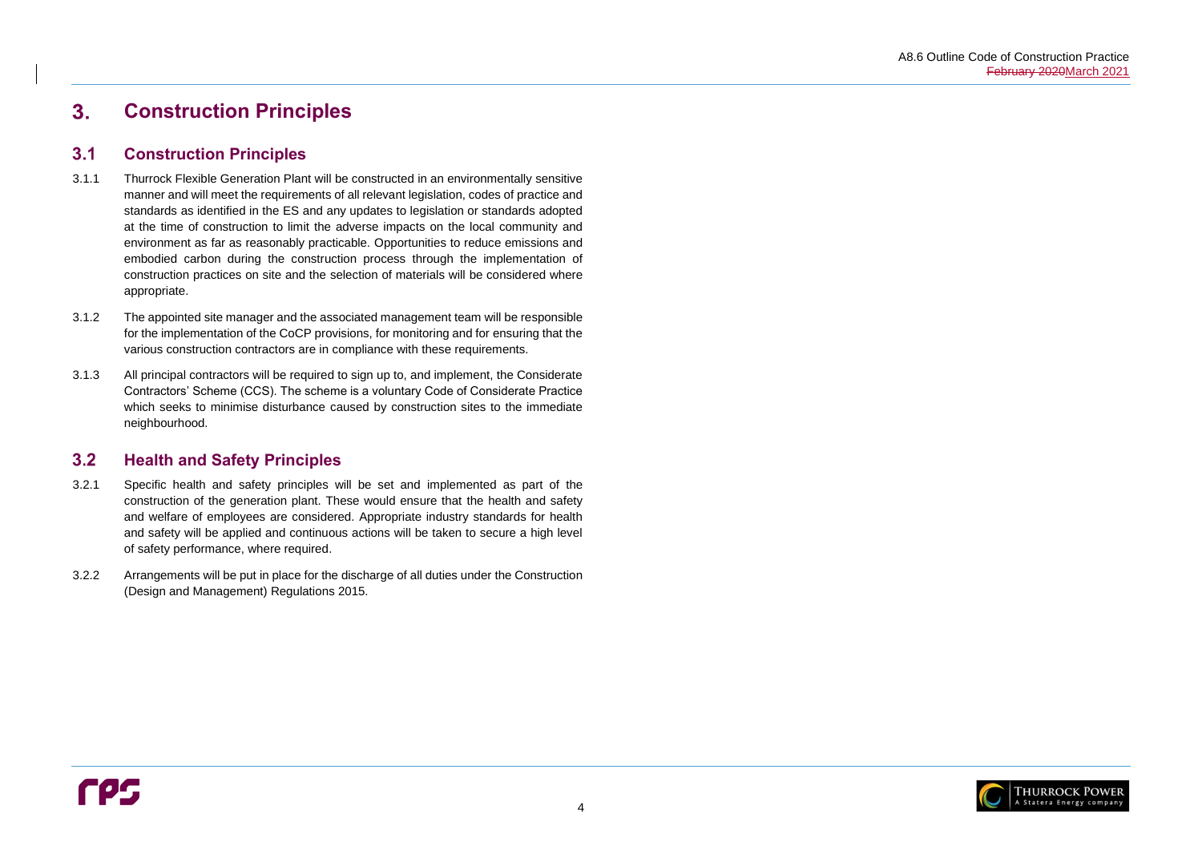# 3. Construction Principles

## 3.1 Construction Principles

3.1.1 Thurrock Flexible Generation Plant will be constructed in an environmentally sensitive manner and will meet the requirements of all relevant legislation, codes of practice and standards as identified in the ES and any updates to legislation or standards adopted at the time of construction to limit the adverse impacts on the local community and environment as far as reasonably practicable. Opportunities to reduce emissions and embodied carbon during the construction process through the implementation of construction practices on site and the selection of materials will be considered where appropriate.

3.1.2 The appointed site manager and the associated management team will be responsible for the implementation of the CoCP provisions, for monitoring and for ensuring that the various construction contractors are in compliance with these requirements.

3.1.3 All principal contractors will be required to sign up to, and implement, the Considerate Contractors' Scheme (CCS). The scheme is a voluntary Code of Considerate Practice which seeks to minimise disturbance caused by construction sites to the immediate neighbourhood.

## 3.2 Health and Safety Principles

3.2.1 Specific health and safety principles will be set and implemented as part of the construction of the generation plant. These would ensure that the health and safety and welfare of employees are considered. Appropriate industry standards for health and safety will be applied and continuous actions will be taken to secure a high level of safety performance, where required.

3.2.2 Arrangements will be put in place for the discharge of all duties under the Construction (Design and Management) Regulations 2015.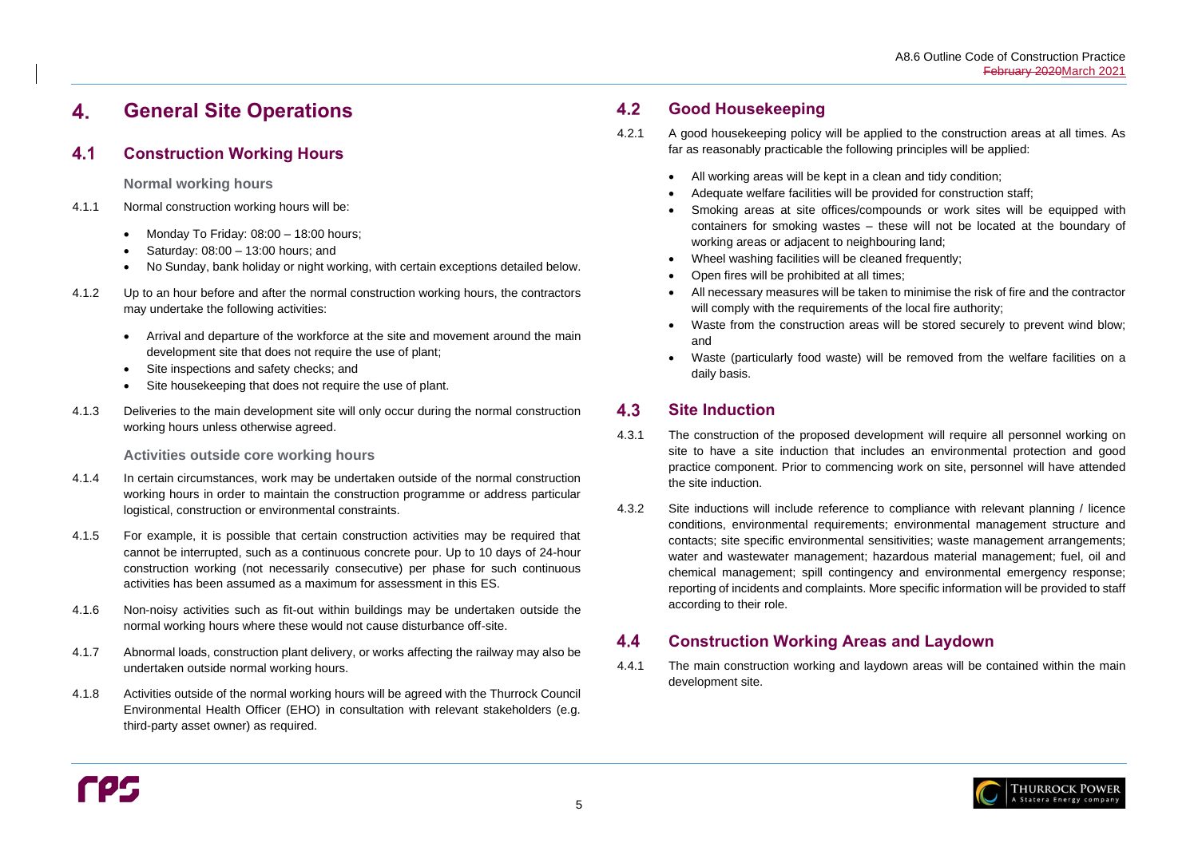# 4. General Site Operations

## 4.1 Construction Working Hours

### Normal working hours

4.1.1 Normal construction working hours will be:

- Monday To Friday: 08:00 – 18:00 hours;
- Saturday: 08:00 – 13:00 hours; and
- No Sunday, bank holiday or night working, with certain exceptions detailed below.

4.1.2 Up to an hour before and after the normal construction working hours, the contractors may undertake the following activities:

- Arrival and departure of the workforce at the site and movement around the main development site that does not require the use of plant;
- Site inspections and safety checks; and
- Site housekeeping that does not require the use of plant.

4.1.3 Deliveries to the main development site will only occur during the normal construction working hours unless otherwise agreed.

### Activities outside core working hours

4.1.4 In certain circumstances, work may be undertaken outside of the normal construction working hours in order to maintain the construction programme or address particular logistical, construction or environmental constraints.

4.1.5 For example, it is possible that certain construction activities may be required that cannot be interrupted, such as a continuous concrete pour. Up to 10 days of 24-hour construction working (not necessarily consecutive) per phase for such continuous activities has been assumed as a maximum for assessment in this ES.

4.1.6 Non-noisy activities such as fit-out within buildings may be undertaken outside the normal working hours where these would not cause disturbance off-site.

4.1.7 Abnormal loads, construction plant delivery, or works affecting the railway may also be undertaken outside normal working hours.

4.1.8 Activities outside of the normal working hours will be agreed with the Thurrock Council Environmental Health Officer (EHO) in consultation with relevant stakeholders (e.g. third-party asset owner) as required.

## 4.2 Good Housekeeping

4.2.1 A good housekeeping policy will be applied to the construction areas at all times. As far as reasonably practicable the following principles will be applied:

- All working areas will be kept in a clean and tidy condition;
- Adequate welfare facilities will be provided for construction staff;
- Smoking areas at site offices/compounds or work sites will be equipped with containers for smoking wastes – these will not be located at the boundary of working areas or adjacent to neighbouring land;
- Wheel washing facilities will be cleaned frequently;
- Open fires will be prohibited at all times;
- All necessary measures will be taken to minimise the risk of fire and the contractor will comply with the requirements of the local fire authority;
- Waste from the construction areas will be stored securely to prevent wind blow; and
- Waste (particularly food waste) will be removed from the welfare facilities on a daily basis.

## 4.3 Site Induction

4.3.1 The construction of the proposed development will require all personnel working on site to have a site induction that includes an environmental protection and good practice component. Prior to commencing work on site, personnel will have attended the site induction.

4.3.2 Site inductions will include reference to compliance with relevant planning / licence conditions, environmental requirements; environmental management structure and contacts; site specific environmental sensitivities; waste management arrangements; water and wastewater management; hazardous material management; fuel, oil and chemical management; spill contingency and environmental emergency response; reporting of incidents and complaints. More specific information will be provided to staff according to their role.

## 4.4 Construction Working Areas and Laydown

4.4.1 The main construction working and laydown areas will be contained within the main development site.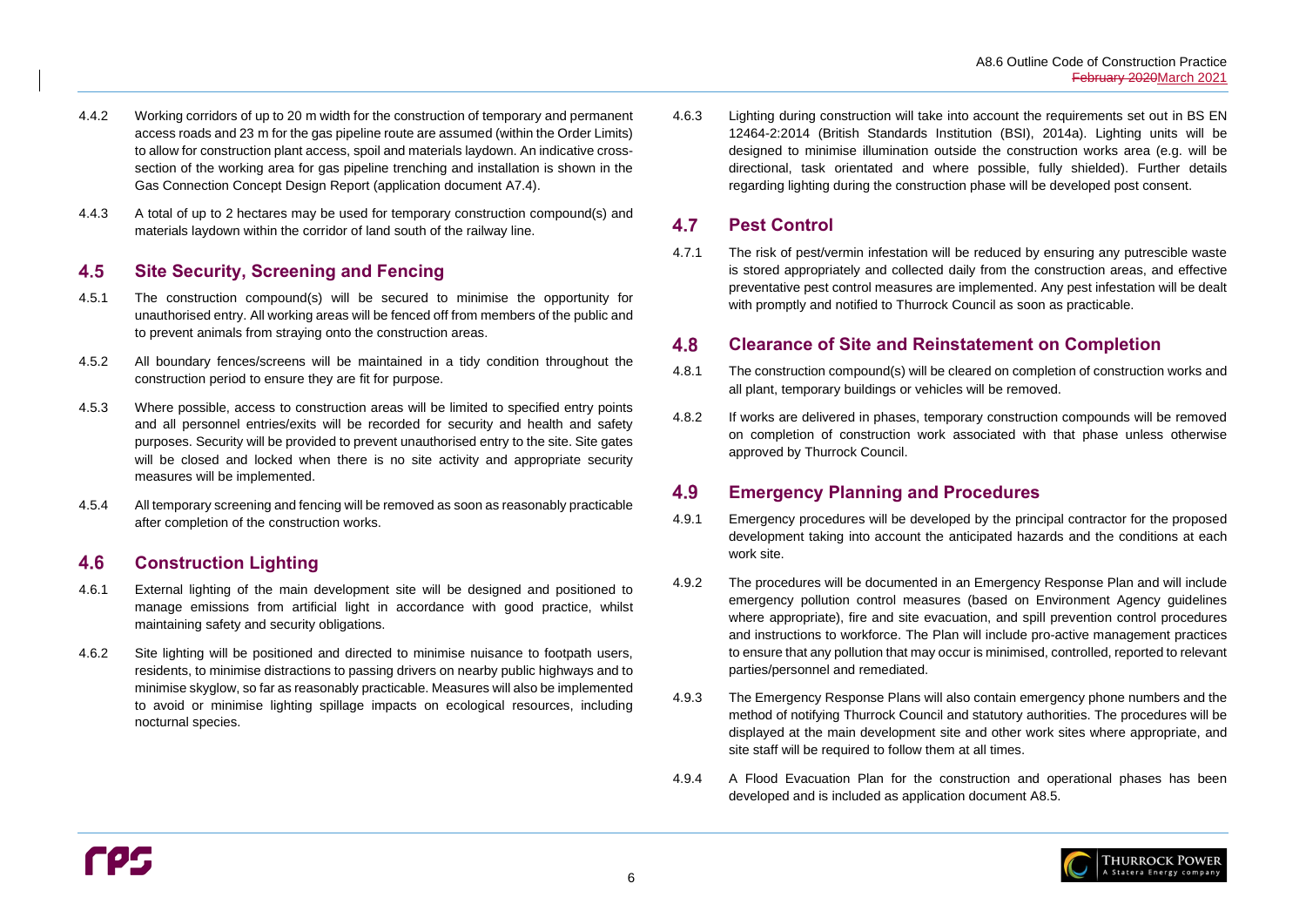4.4.2 Working corridors of up to 20 m width for the construction of temporary and permanent access roads and 23 m for the gas pipeline route are assumed (within the Order Limits) to allow for construction plant access, spoil and materials laydown. An indicative cross-section of the working area for gas pipeline trenching and installation is shown in the Gas Connection Concept Design Report (application document A7.4).

4.4.3 A total of up to 2 hectares may be used for temporary construction compound(s) and materials laydown within the corridor of land south of the railway line.

## 4.5 Site Security, Screening and Fencing

4.5.1 The construction compound(s) will be secured to minimise the opportunity for unauthorised entry. All working areas will be fenced off from members of the public and to prevent animals from straying onto the construction areas.

4.5.2 All boundary fences/screens will be maintained in a tidy condition throughout the construction period to ensure they are fit for purpose.

4.5.3 Where possible, access to construction areas will be limited to specified entry points and all personnel entries/exits will be recorded for security and health and safety purposes. Security will be provided to prevent unauthorised entry to the site. Site gates will be closed and locked when there is no site activity and appropriate security measures will be implemented.

4.5.4 All temporary screening and fencing will be removed as soon as reasonably practicable after completion of the construction works.

## 4.6 Construction Lighting

4.6.1 External lighting of the main development site will be designed and positioned to manage emissions from artificial light in accordance with good practice, whilst maintaining safety and security obligations.

4.6.2 Site lighting will be positioned and directed to minimise nuisance to footpath users, residents, to minimise distractions to passing drivers on nearby public highways and to minimise skyglow, so far as reasonably practicable. Measures will also be implemented to avoid or minimise lighting spillage impacts on ecological resources, including nocturnal species.

4.6.3 Lighting during construction will take into account the requirements set out in BS EN 12464-2:2014 (British Standards Institution (BSI), 2014a). Lighting units will be designed to minimise illumination outside the construction works area (e.g. will be directional, task orientated and where possible, fully shielded). Further details regarding lighting during the construction phase will be developed post consent.

## 4.7 Pest Control

4.7.1 The risk of pest/vermin infestation will be reduced by ensuring any putrescible waste is stored appropriately and collected daily from the construction areas, and effective preventative pest control measures are implemented. Any pest infestation will be dealt with promptly and notified to Thurrock Council as soon as practicable.

## 4.8 Clearance of Site and Reinstatement on Completion

4.8.1 The construction compound(s) will be cleared on completion of construction works and all plant, temporary buildings or vehicles will be removed.

4.8.2 If works are delivered in phases, temporary construction compounds will be removed on completion of construction work associated with that phase unless otherwise approved by Thurrock Council.

## 4.9 Emergency Planning and Procedures

4.9.1 Emergency procedures will be developed by the principal contractor for the proposed development taking into account the anticipated hazards and the conditions at each work site.

4.9.2 The procedures will be documented in an Emergency Response Plan and will include emergency pollution control measures (based on Environment Agency guidelines where appropriate), fire and site evacuation, and spill prevention control procedures and instructions to workforce. The Plan will include pro-active management practices to ensure that any pollution that may occur is minimised, controlled, reported to relevant parties/personnel and remediated.

4.9.3 The Emergency Response Plans will also contain emergency phone numbers and the method of notifying Thurrock Council and statutory authorities. The procedures will be displayed at the main development site and other work sites where appropriate, and site staff will be required to follow them at all times.

4.9.4 A Flood Evacuation Plan for the construction and operational phases has been developed and is included as application document A8.5.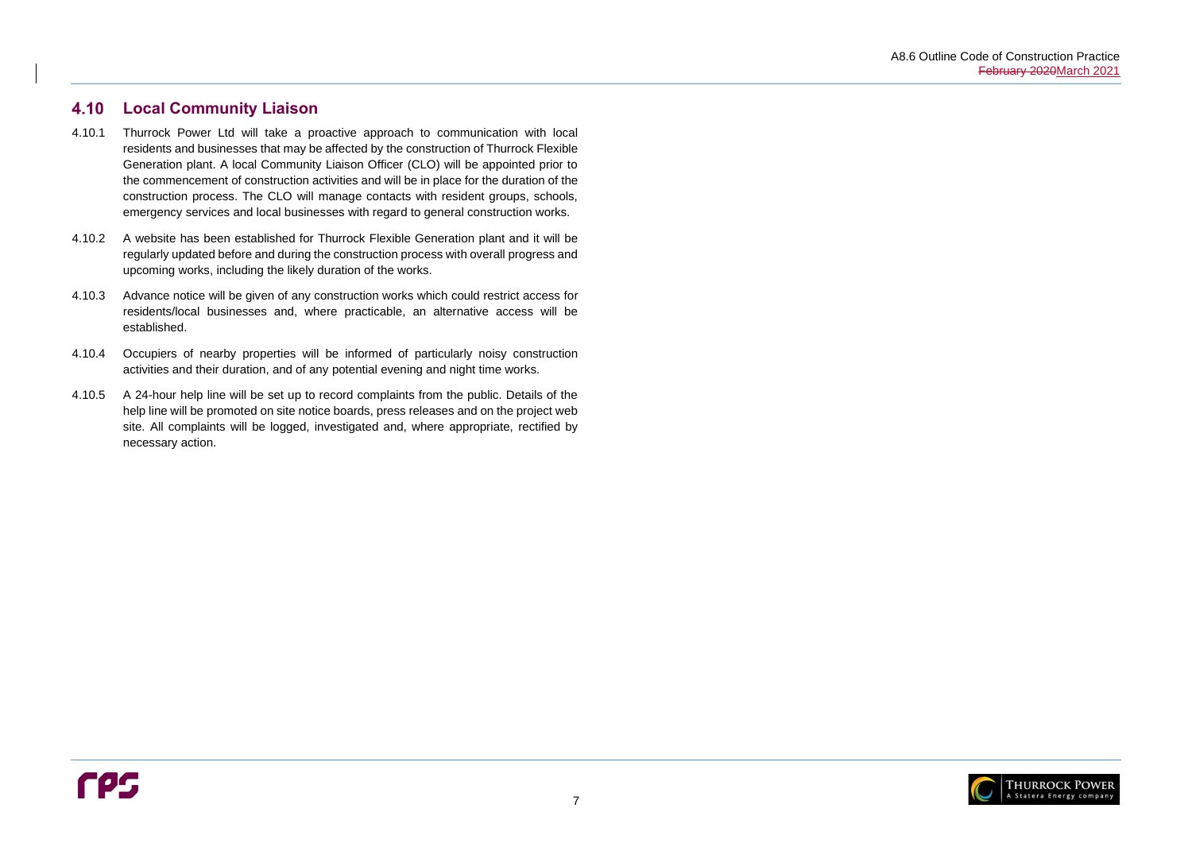## 4.10 Local Community Liaison

4.10.1 Thurrock Power Ltd will take a proactive approach to communication with local residents and businesses that may be affected by the construction of Thurrock Flexible Generation plant. A local Community Liaison Officer (CLO) will be appointed prior to the commencement of construction activities and will be in place for the duration of the construction process. The CLO will manage contacts with resident groups, schools, emergency services and local businesses with regard to general construction works.

4.10.2 A website has been established for Thurrock Flexible Generation plant and it will be regularly updated before and during the construction process with overall progress and upcoming works, including the likely duration of the works.

4.10.3 Advance notice will be given of any construction works which could restrict access for residents/local businesses and, where practicable, an alternative access will be established.

4.10.4 Occupiers of nearby properties will be informed of particularly noisy construction activities and their duration, and of any potential evening and night time works.

4.10.5 A 24-hour help line will be set up to record complaints from the public. Details of the help line will be promoted on site notice boards, press releases and on the project web site. All complaints will be logged, investigated and, where appropriate, rectified by necessary action.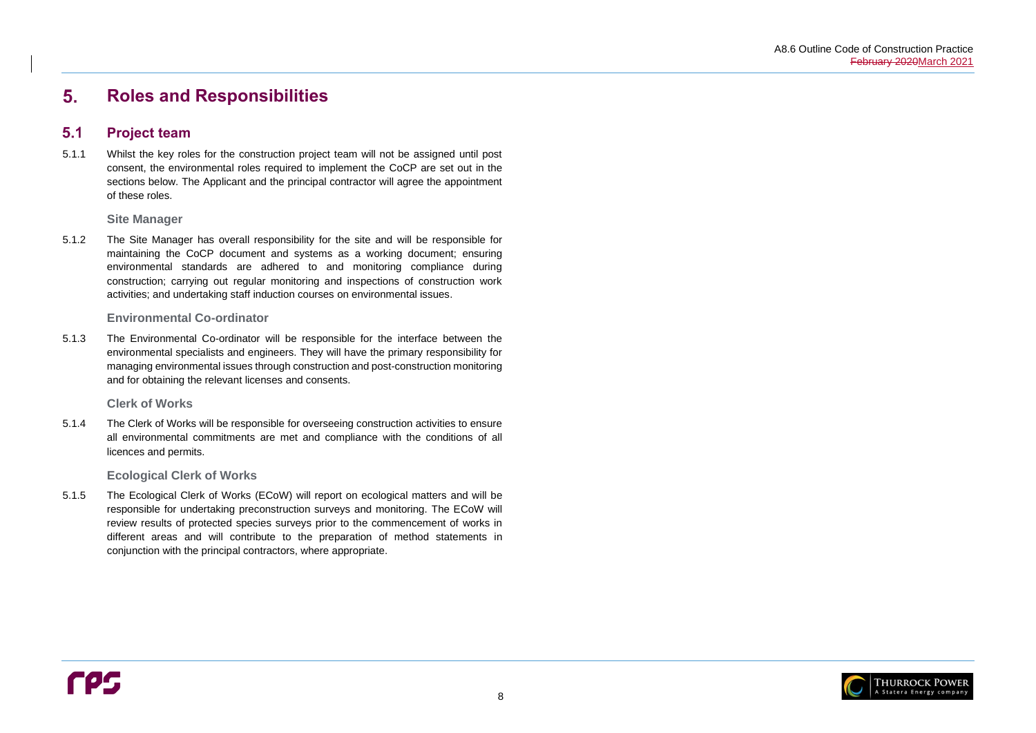# 5. Roles and Responsibilities

## 5.1 Project team

5.1.1 Whilst the key roles for the construction project team will not be assigned until post consent, the environmental roles required to implement the CoCP are set out in the sections below. The Applicant and the principal contractor will agree the appointment of these roles.

### Site Manager

5.1.2 The Site Manager has overall responsibility for the site and will be responsible for maintaining the CoCP document and systems as a working document; ensuring environmental standards are adhered to and monitoring compliance during construction; carrying out regular monitoring and inspections of construction work activities; and undertaking staff induction courses on environmental issues.

### Environmental Co-ordinator

5.1.3 The Environmental Co-ordinator will be responsible for the interface between the environmental specialists and engineers. They will have the primary responsibility for managing environmental issues through construction and post-construction monitoring and for obtaining the relevant licenses and consents.

### Clerk of Works

5.1.4 The Clerk of Works will be responsible for overseeing construction activities to ensure all environmental commitments are met and compliance with the conditions of all licences and permits.

### Ecological Clerk of Works

5.1.5 The Ecological Clerk of Works (ECoW) will report on ecological matters and will be responsible for undertaking preconstruction surveys and monitoring. The ECoW will review results of protected species surveys prior to the commencement of works in different areas and will contribute to the preparation of method statements in conjunction with the principal contractors, where appropriate.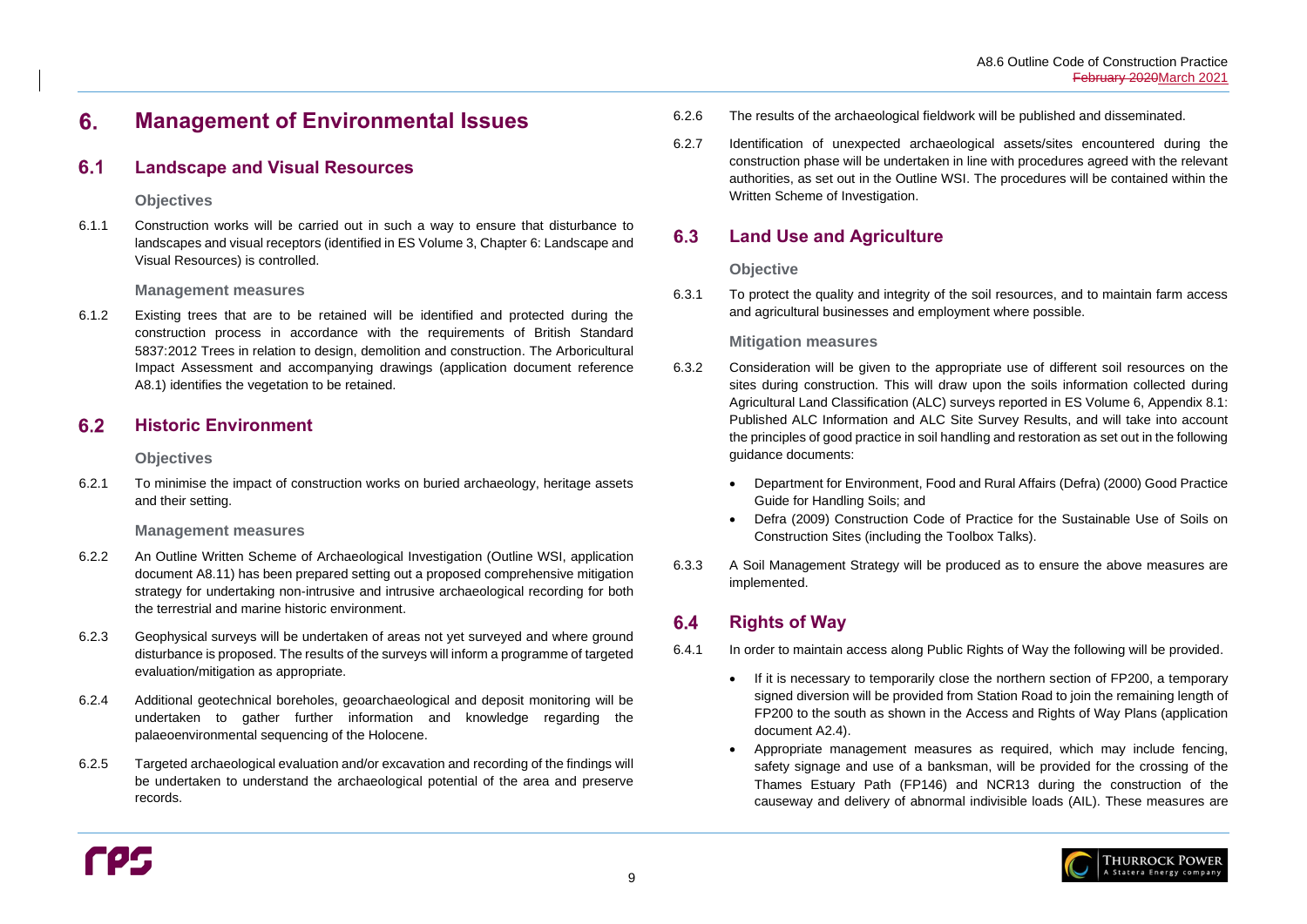# 6. Management of Environmental Issues

## 6.1 Landscape and Visual Resources

### Objectives

6.1.1 Construction works will be carried out in such a way to ensure that disturbance to landscapes and visual receptors (identified in ES Volume 3, Chapter 6: Landscape and Visual Resources) is controlled.

### Management measures

6.1.2 Existing trees that are to be retained will be identified and protected during the construction process in accordance with the requirements of British Standard 5837:2012 Trees in relation to design, demolition and construction. The Arboricultural Impact Assessment and accompanying drawings (application document reference A8.1) identifies the vegetation to be retained.

## 6.2 Historic Environment

### Objectives

6.2.1 To minimise the impact of construction works on buried archaeology, heritage assets and their setting.

### Management measures

6.2.2 An Outline Written Scheme of Archaeological Investigation (Outline WSI, application document A8.11) has been prepared setting out a proposed comprehensive mitigation strategy for undertaking non-intrusive and intrusive archaeological recording for both the terrestrial and marine historic environment.

6.2.3 Geophysical surveys will be undertaken of areas not yet surveyed and where ground disturbance is proposed. The results of the surveys will inform a programme of targeted evaluation/mitigation as appropriate.

6.2.4 Additional geotechnical boreholes, geoarchaeological and deposit monitoring will be undertaken to gather further information and knowledge regarding the palaeoenvironmental sequencing of the Holocene.

6.2.5 Targeted archaeological evaluation and/or excavation and recording of the findings will be undertaken to understand the archaeological potential of the area and preserve records.

6.2.6 The results of the archaeological fieldwork will be published and disseminated.

6.2.7 Identification of unexpected archaeological assets/sites encountered during the construction phase will be undertaken in line with procedures agreed with the relevant authorities, as set out in the Outline WSI. The procedures will be contained within the Written Scheme of Investigation.

## 6.3 Land Use and Agriculture

### Objective

6.3.1 To protect the quality and integrity of the soil resources, and to maintain farm access and agricultural businesses and employment where possible.

### Mitigation measures

6.3.2 Consideration will be given to the appropriate use of different soil resources on the sites during construction. This will draw upon the soils information collected during Agricultural Land Classification (ALC) surveys reported in ES Volume 6, Appendix 8.1: Published ALC Information and ALC Site Survey Results, and will take into account the principles of good practice in soil handling and restoration as set out in the following guidance documents:

- Department for Environment, Food and Rural Affairs (Defra) (2000) Good Practice Guide for Handling Soils; and
- Defra (2009) Construction Code of Practice for the Sustainable Use of Soils on Construction Sites (including the Toolbox Talks).

6.3.3 A Soil Management Strategy will be produced as to ensure the above measures are implemented.

## 6.4 Rights of Way

6.4.1 In order to maintain access along Public Rights of Way the following will be provided.

- If it is necessary to temporarily close the northern section of FP200, a temporary signed diversion will be provided from Station Road to join the remaining length of FP200 to the south as shown in the Access and Rights of Way Plans (application document A2.4).
- Appropriate management measures as required, which may include fencing, safety signage and use of a banksman, will be provided for the crossing of the Thames Estuary Path (FP146) and NCR13 during the construction of the causeway and delivery of abnormal indivisible loads (AIL). These measures are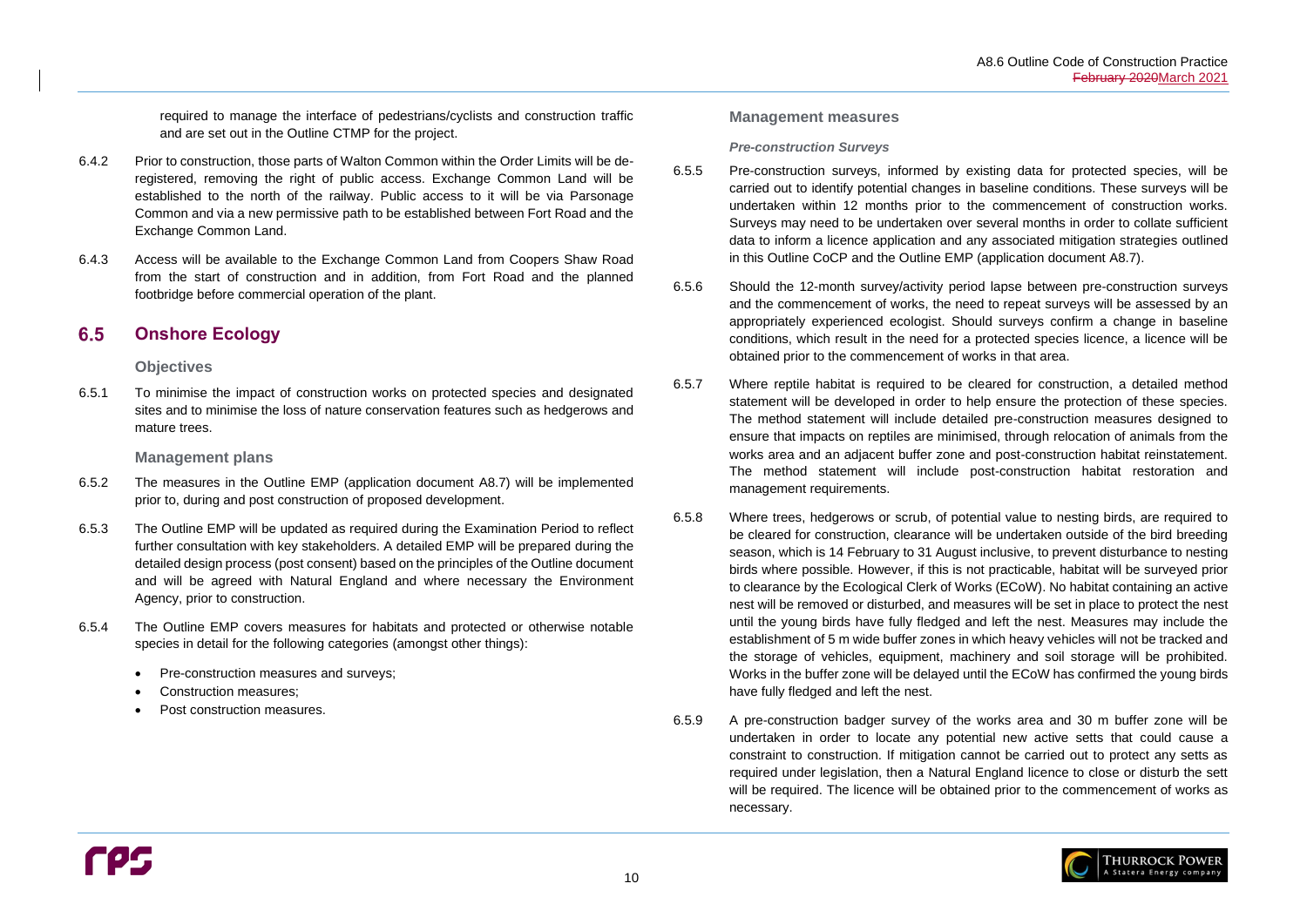required to manage the interface of pedestrians/cyclists and construction traffic and are set out in the Outline CTMP for the project.

6.4.2 Prior to construction, those parts of Walton Common within the Order Limits will be de-registered, removing the right of public access. Exchange Common Land will be established to the north of the railway. Public access to it will be via Parsonage Common and via a new permissive path to be established between Fort Road and the Exchange Common Land.

6.4.3 Access will be available to the Exchange Common Land from Coopers Shaw Road from the start of construction and in addition, from Fort Road and the planned footbridge before commercial operation of the plant.

## 6.5 Onshore Ecology

### Objectives

6.5.1 To minimise the impact of construction works on protected species and designated sites and to minimise the loss of nature conservation features such as hedgerows and mature trees.

### Management plans

6.5.2 The measures in the Outline EMP (application document A8.7) will be implemented prior to, during and post construction of proposed development.

6.5.3 The Outline EMP will be updated as required during the Examination Period to reflect further consultation with key stakeholders. A detailed EMP will be prepared during the detailed design process (post consent) based on the principles of the Outline document and will be agreed with Natural England and where necessary the Environment Agency, prior to construction.

6.5.4 The Outline EMP covers measures for habitats and protected or otherwise notable species in detail for the following categories (amongst other things):

- Pre-construction measures and surveys;
- Construction measures;
- Post construction measures.

### Management measures

#### *Pre-construction Surveys*

6.5.5 Pre-construction surveys, informed by existing data for protected species, will be carried out to identify potential changes in baseline conditions. These surveys will be undertaken within 12 months prior to the commencement of construction works. Surveys may need to be undertaken over several months in order to collate sufficient data to inform a licence application and any associated mitigation strategies outlined in this Outline CoCP and the Outline EMP (application document A8.7).

6.5.6 Should the 12-month survey/activity period lapse between pre-construction surveys and the commencement of works, the need to repeat surveys will be assessed by an appropriately experienced ecologist. Should surveys confirm a change in baseline conditions, which result in the need for a protected species licence, a licence will be obtained prior to the commencement of works in that area.

6.5.7 Where reptile habitat is required to be cleared for construction, a detailed method statement will be developed in order to help ensure the protection of these species. The method statement will include detailed pre-construction measures designed to ensure that impacts on reptiles are minimised, through relocation of animals from the works area and an adjacent buffer zone and post-construction habitat reinstatement. The method statement will include post-construction habitat restoration and management requirements.

6.5.8 Where trees, hedgerows or scrub, of potential value to nesting birds, are required to be cleared for construction, clearance will be undertaken outside of the bird breeding season, which is 14 February to 31 August inclusive, to prevent disturbance to nesting birds where possible. However, if this is not practicable, habitat will be surveyed prior to clearance by the Ecological Clerk of Works (ECoW). No habitat containing an active nest will be removed or disturbed, and measures will be set in place to protect the nest until the young birds have fully fledged and left the nest. Measures may include the establishment of 5 m wide buffer zones in which heavy vehicles will not be tracked and the storage of vehicles, equipment, machinery and soil storage will be prohibited. Works in the buffer zone will be delayed until the ECoW has confirmed the young birds have fully fledged and left the nest.

6.5.9 A pre-construction badger survey of the works area and 30 m buffer zone will be undertaken in order to locate any potential new active setts that could cause a constraint to construction. If mitigation cannot be carried out to protect any setts as required under legislation, then a Natural England licence to close or disturb the sett will be required. The licence will be obtained prior to the commencement of works as necessary.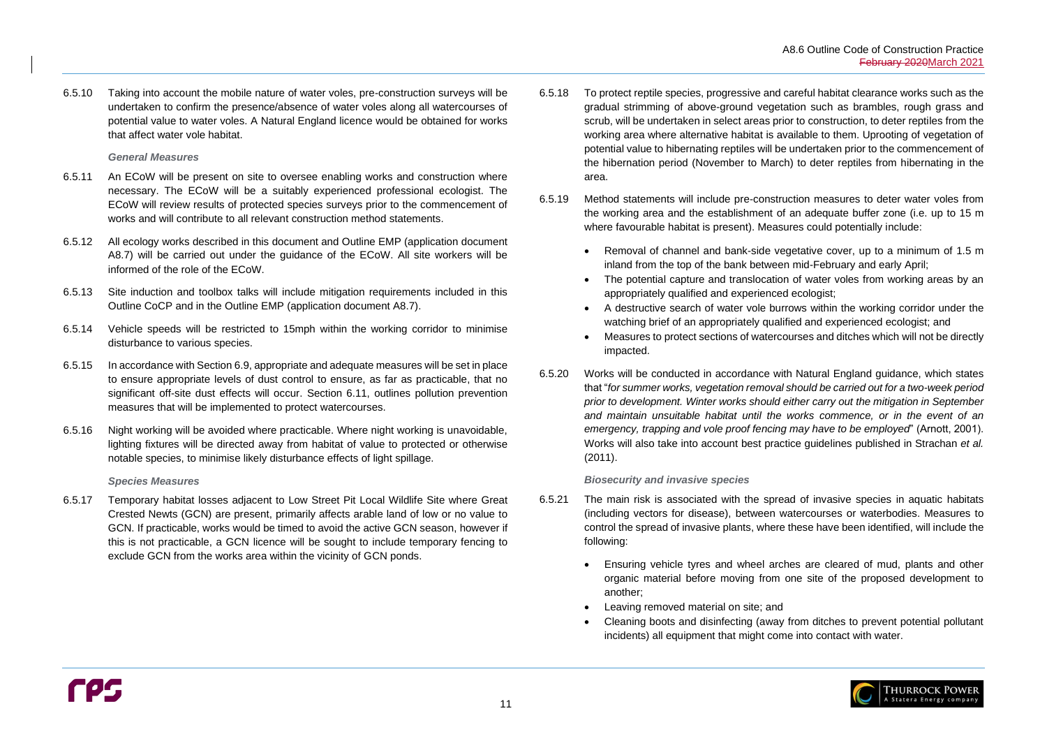6.5.10 Taking into account the mobile nature of water voles, pre-construction surveys will be undertaken to confirm the presence/absence of water voles along all watercourses of potential value to water voles. A Natural England licence would be obtained for works that affect water vole habitat.

*General Measures*

6.5.11 An ECoW will be present on site to oversee enabling works and construction where necessary. The ECoW will be a suitably experienced professional ecologist. The ECoW will review results of protected species surveys prior to the commencement of works and will contribute to all relevant construction method statements.

6.5.12 All ecology works described in this document and Outline EMP (application document A8.7) will be carried out under the guidance of the ECoW. All site workers will be informed of the role of the ECoW.

6.5.13 Site induction and toolbox talks will include mitigation requirements included in this Outline CoCP and in the Outline EMP (application document A8.7).

6.5.14 Vehicle speeds will be restricted to 15mph within the working corridor to minimise disturbance to various species.

6.5.15 In accordance with Section 6.9, appropriate and adequate measures will be set in place to ensure appropriate levels of dust control to ensure, as far as practicable, that no significant off-site dust effects will occur. Section 6.11, outlines pollution prevention measures that will be implemented to protect watercourses.

6.5.16 Night working will be avoided where practicable. Where night working is unavoidable, lighting fixtures will be directed away from habitat of value to protected or otherwise notable species, to minimise likely disturbance effects of light spillage.

*Species Measures*

6.5.17 Temporary habitat losses adjacent to Low Street Pit Local Wildlife Site where Great Crested Newts (GCN) are present, primarily affects arable land of low or no value to GCN. If practicable, works would be timed to avoid the active GCN season, however if this is not practicable, a GCN licence will be sought to include temporary fencing to exclude GCN from the works area within the vicinity of GCN ponds.

6.5.18 To protect reptile species, progressive and careful habitat clearance works such as the gradual strimming of above-ground vegetation such as brambles, rough grass and scrub, will be undertaken in select areas prior to construction, to deter reptiles from the working area where alternative habitat is available to them. Uprooting of vegetation of potential value to hibernating reptiles will be undertaken prior to the commencement of the hibernation period (November to March) to deter reptiles from hibernating in the area.

6.5.19 Method statements will include pre-construction measures to deter water voles from the working area and the establishment of an adequate buffer zone (i.e. up to 15 m where favourable habitat is present). Measures could potentially include:

- Removal of channel and bank-side vegetative cover, up to a minimum of 1.5 m inland from the top of the bank between mid-February and early April;
- The potential capture and translocation of water voles from working areas by an appropriately qualified and experienced ecologist;
- A destructive search of water vole burrows within the working corridor under the watching brief of an appropriately qualified and experienced ecologist; and
- Measures to protect sections of watercourses and ditches which will not be directly impacted.

6.5.20 Works will be conducted in accordance with Natural England guidance, which states that "*for summer works, vegetation removal should be carried out for a two-week period prior to development. Winter works should either carry out the mitigation in September and maintain unsuitable habitat until the works commence, or in the event of an emergency, trapping and vole proof fencing may have to be employed*" (Arnott, 2001). Works will also take into account best practice guidelines published in Strachan *et al.* (2011).

*Biosecurity and invasive species*

6.5.21 The main risk is associated with the spread of invasive species in aquatic habitats (including vectors for disease), between watercourses or waterbodies. Measures to control the spread of invasive plants, where these have been identified, will include the following:

- Ensuring vehicle tyres and wheel arches are cleared of mud, plants and other organic material before moving from one site of the proposed development to another;
- Leaving removed material on site; and
- Cleaning boots and disinfecting (away from ditches to prevent potential pollutant incidents) all equipment that might come into contact with water.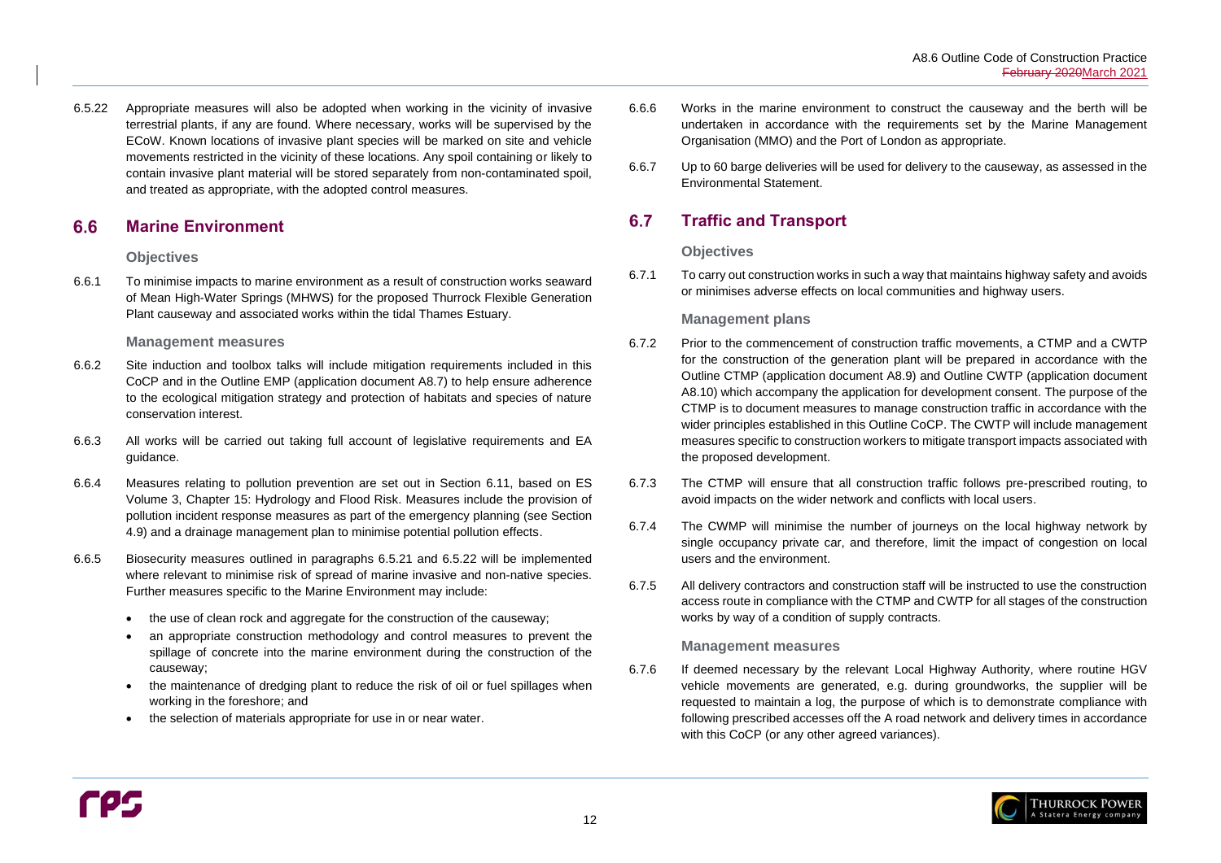6.5.22 Appropriate measures will also be adopted when working in the vicinity of invasive terrestrial plants, if any are found. Where necessary, works will be supervised by the ECoW. Known locations of invasive plant species will be marked on site and vehicle movements restricted in the vicinity of these locations. Any spoil containing or likely to contain invasive plant material will be stored separately from non-contaminated spoil, and treated as appropriate, with the adopted control measures.

## 6.6 Marine Environment

### Objectives

6.6.1 To minimise impacts to marine environment as a result of construction works seaward of Mean High-Water Springs (MHWS) for the proposed Thurrock Flexible Generation Plant causeway and associated works within the tidal Thames Estuary.

### Management measures

6.6.2 Site induction and toolbox talks will include mitigation requirements included in this CoCP and in the Outline EMP (application document A8.7) to help ensure adherence to the ecological mitigation strategy and protection of habitats and species of nature conservation interest.

6.6.3 All works will be carried out taking full account of legislative requirements and EA guidance.

6.6.4 Measures relating to pollution prevention are set out in Section 6.11, based on ES Volume 3, Chapter 15: Hydrology and Flood Risk. Measures include the provision of pollution incident response measures as part of the emergency planning (see Section 4.9) and a drainage management plan to minimise potential pollution effects.

6.6.5 Biosecurity measures outlined in paragraphs 6.5.21 and 6.5.22 will be implemented where relevant to minimise risk of spread of marine invasive and non-native species. Further measures specific to the Marine Environment may include:

- the use of clean rock and aggregate for the construction of the causeway;
- an appropriate construction methodology and control measures to prevent the spillage of concrete into the marine environment during the construction of the causeway;
- the maintenance of dredging plant to reduce the risk of oil or fuel spillages when working in the foreshore; and
- the selection of materials appropriate for use in or near water.

6.6.6 Works in the marine environment to construct the causeway and the berth will be undertaken in accordance with the requirements set by the Marine Management Organisation (MMO) and the Port of London as appropriate.

6.6.7 Up to 60 barge deliveries will be used for delivery to the causeway, as assessed in the Environmental Statement.

## 6.7 Traffic and Transport

### Objectives

6.7.1 To carry out construction works in such a way that maintains highway safety and avoids or minimises adverse effects on local communities and highway users.

### Management plans

6.7.2 Prior to the commencement of construction traffic movements, a CTMP and a CWTP for the construction of the generation plant will be prepared in accordance with the Outline CTMP (application document A8.9) and Outline CWTP (application document A8.10) which accompany the application for development consent. The purpose of the CTMP is to document measures to manage construction traffic in accordance with the wider principles established in this Outline CoCP. The CWTP will include management measures specific to construction workers to mitigate transport impacts associated with the proposed development.

6.7.3 The CTMP will ensure that all construction traffic follows pre-prescribed routing, to avoid impacts on the wider network and conflicts with local users.

6.7.4 The CWMP will minimise the number of journeys on the local highway network by single occupancy private car, and therefore, limit the impact of congestion on local users and the environment.

6.7.5 All delivery contractors and construction staff will be instructed to use the construction access route in compliance with the CTMP and CWTP for all stages of the construction works by way of a condition of supply contracts.

### Management measures

6.7.6 If deemed necessary by the relevant Local Highway Authority, where routine HGV vehicle movements are generated, e.g. during groundworks, the supplier will be requested to maintain a log, the purpose of which is to demonstrate compliance with following prescribed accesses off the A road network and delivery times in accordance with this CoCP (or any other agreed variances).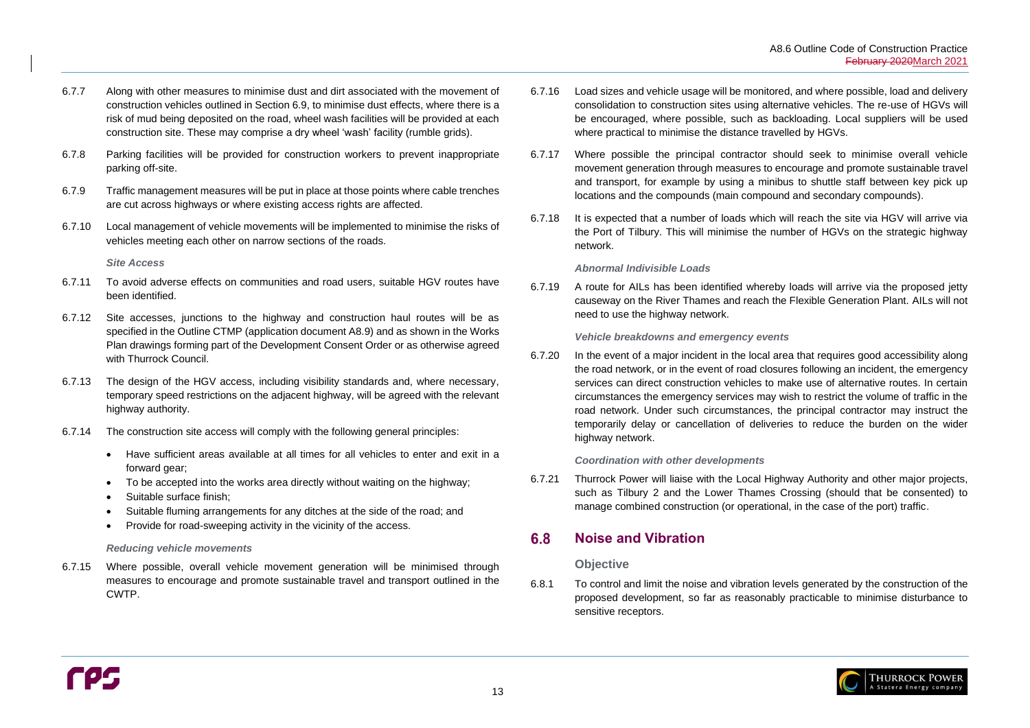6.7.7 Along with other measures to minimise dust and dirt associated with the movement of construction vehicles outlined in Section 6.9, to minimise dust effects, where there is a risk of mud being deposited on the road, wheel wash facilities will be provided at each construction site. These may comprise a dry wheel 'wash' facility (rumble grids).

6.7.8 Parking facilities will be provided for construction workers to prevent inappropriate parking off-site.

6.7.9 Traffic management measures will be put in place at those points where cable trenches are cut across highways or where existing access rights are affected.

6.7.10 Local management of vehicle movements will be implemented to minimise the risks of vehicles meeting each other on narrow sections of the roads.

***Site Access***

6.7.11 To avoid adverse effects on communities and road users, suitable HGV routes have been identified.

6.7.12 Site accesses, junctions to the highway and construction haul routes will be as specified in the Outline CTMP (application document A8.9) and as shown in the Works Plan drawings forming part of the Development Consent Order or as otherwise agreed with Thurrock Council.

6.7.13 The design of the HGV access, including visibility standards and, where necessary, temporary speed restrictions on the adjacent highway, will be agreed with the relevant highway authority.

6.7.14 The construction site access will comply with the following general principles:

- Have sufficient areas available at all times for all vehicles to enter and exit in a forward gear;
- To be accepted into the works area directly without waiting on the highway;
- Suitable surface finish;
- Suitable fluming arrangements for any ditches at the side of the road; and
- Provide for road-sweeping activity in the vicinity of the access.

***Reducing vehicle movements***

6.7.15 Where possible, overall vehicle movement generation will be minimised through measures to encourage and promote sustainable travel and transport outlined in the CWTP.

6.7.16 Load sizes and vehicle usage will be monitored, and where possible, load and delivery consolidation to construction sites using alternative vehicles. The re-use of HGVs will be encouraged, where possible, such as backloading. Local suppliers will be used where practical to minimise the distance travelled by HGVs.

6.7.17 Where possible the principal contractor should seek to minimise overall vehicle movement generation through measures to encourage and promote sustainable travel and transport, for example by using a minibus to shuttle staff between key pick up locations and the compounds (main compound and secondary compounds).

6.7.18 It is expected that a number of loads which will reach the site via HGV will arrive via the Port of Tilbury. This will minimise the number of HGVs on the strategic highway network.

***Abnormal Indivisible Loads***

6.7.19 A route for AILs has been identified whereby loads will arrive via the proposed jetty causeway on the River Thames and reach the Flexible Generation Plant. AILs will not need to use the highway network.

***Vehicle breakdowns and emergency events***

6.7.20 In the event of a major incident in the local area that requires good accessibility along the road network, or in the event of road closures following an incident, the emergency services can direct construction vehicles to make use of alternative routes. In certain circumstances the emergency services may wish to restrict the volume of traffic in the road network. Under such circumstances, the principal contractor may instruct the temporarily delay or cancellation of deliveries to reduce the burden on the wider highway network.

***Coordination with other developments***

6.7.21 Thurrock Power will liaise with the Local Highway Authority and other major projects, such as Tilbury 2 and the Lower Thames Crossing (should that be consented) to manage combined construction (or operational, in the case of the port) traffic.

## 6.8 Noise and Vibration

### Objective

6.8.1 To control and limit the noise and vibration levels generated by the construction of the proposed development, so far as reasonably practicable to minimise disturbance to sensitive receptors.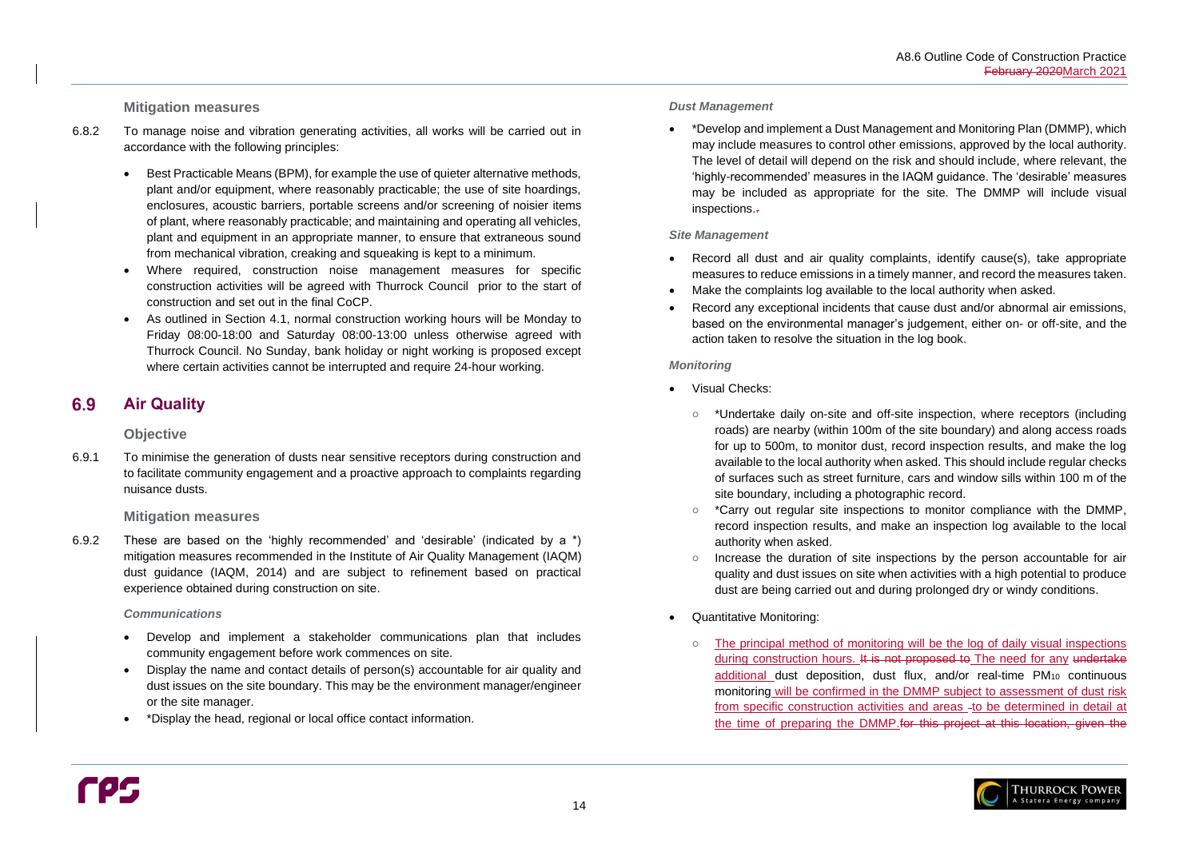**Mitigation measures**

6.8.2 To manage noise and vibration generating activities, all works will be carried out in accordance with the following principles:

- Best Practicable Means (BPM), for example the use of quieter alternative methods, plant and/or equipment, where reasonably practicable; the use of site hoardings, enclosures, acoustic barriers, portable screens and/or screening of noisier items of plant, where reasonably practicable; and maintaining and operating all vehicles, plant and equipment in an appropriate manner, to ensure that extraneous sound from mechanical vibration, creaking and squeaking is kept to a minimum.
- Where required, construction noise management measures for specific construction activities will be agreed with Thurrock Council prior to the start of construction and set out in the final CoCP.
- As outlined in Section 4.1, normal construction working hours will be Monday to Friday 08:00-18:00 and Saturday 08:00-13:00 unless otherwise agreed with Thurrock Council. No Sunday, bank holiday or night working is proposed except where certain activities cannot be interrupted and require 24-hour working.

## 6.9 Air Quality

**Objective**

6.9.1 To minimise the generation of dusts near sensitive receptors during construction and to facilitate community engagement and a proactive approach to complaints regarding nuisance dusts.

**Mitigation measures**

6.9.2 These are based on the 'highly recommended' and 'desirable' (indicated by a *) mitigation measures recommended in the Institute of Air Quality Management (IAQM) dust guidance (IAQM, 2014) and are subject to refinement based on practical experience obtained during construction on site.

***Communications***

- Develop and implement a stakeholder communications plan that includes community engagement before work commences on site.
- Display the name and contact details of person(s) accountable for air quality and dust issues on the site boundary. This may be the environment manager/engineer or the site manager.
- *Display the head, regional or local office contact information.

***Dust Management***

- *Develop and implement a Dust Management and Monitoring Plan (DMMP), which may include measures to control other emissions, approved by the local authority. The level of detail will depend on the risk and should include, where relevant, the 'highly-recommended' measures in the IAQM guidance. The 'desirable' measures may be included as appropriate for the site. The DMMP will include visual inspections.~~.~~

***Site Management***

- Record all dust and air quality complaints, identify cause(s), take appropriate measures to reduce emissions in a timely manner, and record the measures taken.
- Make the complaints log available to the local authority when asked.
- Record any exceptional incidents that cause dust and/or abnormal air emissions, based on the environmental manager's judgement, either on- or off-site, and the action taken to resolve the situation in the log book.

***Monitoring***

- Visual Checks:
  - *Undertake daily on-site and off-site inspection, where receptors (including roads) are nearby (within 100m of the site boundary) and along access roads for up to 500m, to monitor dust, record inspection results, and make the log available to the local authority when asked. This should include regular checks of surfaces such as street furniture, cars and window sills within 100 m of the site boundary, including a photographic record.
  - *Carry out regular site inspections to monitor compliance with the DMMP, record inspection results, and make an inspection log available to the local authority when asked.
  - Increase the duration of site inspections by the person accountable for air quality and dust issues on site when activities with a high potential to produce dust are being carried out and during prolonged dry or windy conditions.
- Quantitative Monitoring:
  - The principal method of monitoring will be the log of daily visual inspections during construction hours. ~~It is not proposed to~~ The need for any ~~undertake~~ additional dust deposition, dust flux, and/or real-time $PM_{10}$ continuous monitoring will be confirmed in the DMMP subject to assessment of dust risk from specific construction activities and areas ~~-~~to be determined in detail at the time of preparing the DMMP.~~for this project at this location, given the~~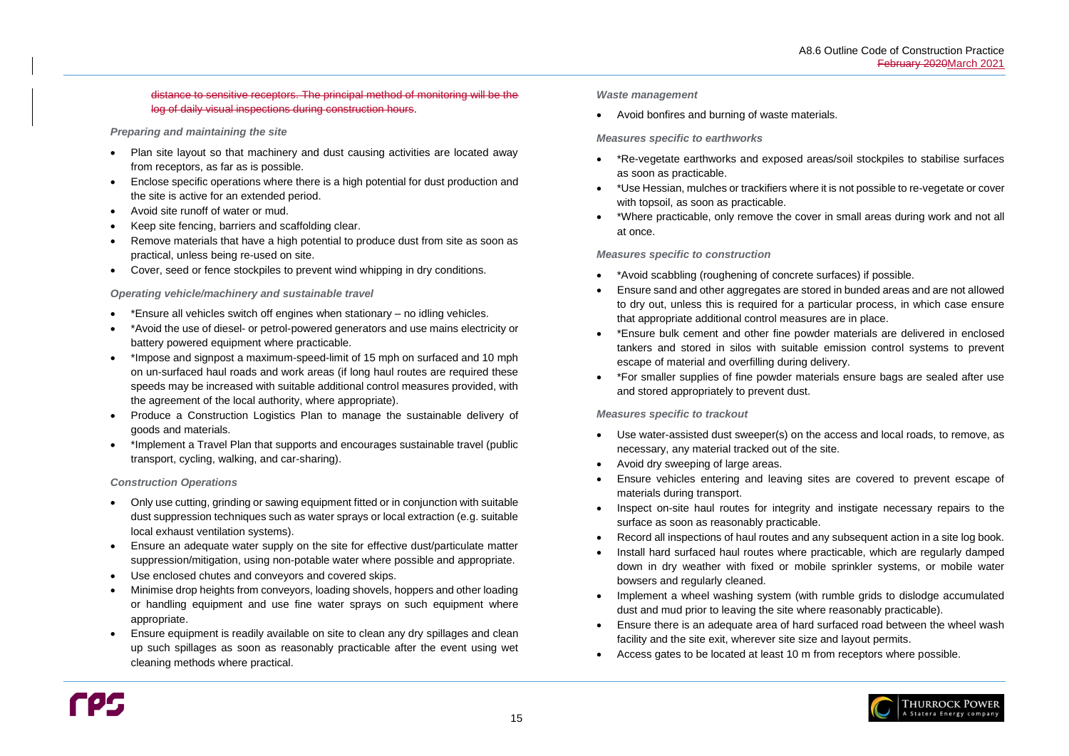~~distance to sensitive receptors. The principal method of monitoring will be the log of daily visual inspections during construction hours~~.

*Preparing and maintaining the site*

- Plan site layout so that machinery and dust causing activities are located away from receptors, as far as is possible.
- Enclose specific operations where there is a high potential for dust production and the site is active for an extended period.
- Avoid site runoff of water or mud.
- Keep site fencing, barriers and scaffolding clear.
- Remove materials that have a high potential to produce dust from site as soon as practical, unless being re-used on site.
- Cover, seed or fence stockpiles to prevent wind whipping in dry conditions.

*Operating vehicle/machinery and sustainable travel*

- *Ensure all vehicles switch off engines when stationary – no idling vehicles.
- *Avoid the use of diesel- or petrol-powered generators and use mains electricity or battery powered equipment where practicable.
- *Impose and signpost a maximum-speed-limit of 15 mph on surfaced and 10 mph on un-surfaced haul roads and work areas (if long haul routes are required these speeds may be increased with suitable additional control measures provided, with the agreement of the local authority, where appropriate).
- Produce a Construction Logistics Plan to manage the sustainable delivery of goods and materials.
- *Implement a Travel Plan that supports and encourages sustainable travel (public transport, cycling, walking, and car-sharing).

*Construction Operations*

- Only use cutting, grinding or sawing equipment fitted or in conjunction with suitable dust suppression techniques such as water sprays or local extraction (e.g. suitable local exhaust ventilation systems).
- Ensure an adequate water supply on the site for effective dust/particulate matter suppression/mitigation, using non-potable water where possible and appropriate.
- Use enclosed chutes and conveyors and covered skips.
- Minimise drop heights from conveyors, loading shovels, hoppers and other loading or handling equipment and use fine water sprays on such equipment where appropriate.
- Ensure equipment is readily available on site to clean any dry spillages and clean up such spillages as soon as reasonably practicable after the event using wet cleaning methods where practical.

*Waste management*

- Avoid bonfires and burning of waste materials.

*Measures specific to earthworks*

- *Re-vegetate earthworks and exposed areas/soil stockpiles to stabilise surfaces as soon as practicable.
- *Use Hessian, mulches or trackifiers where it is not possible to re-vegetate or cover with topsoil, as soon as practicable.
- *Where practicable, only remove the cover in small areas during work and not all at once.

*Measures specific to construction*

- *Avoid scabbling (roughening of concrete surfaces) if possible.
- Ensure sand and other aggregates are stored in bunded areas and are not allowed to dry out, unless this is required for a particular process, in which case ensure that appropriate additional control measures are in place.
- *Ensure bulk cement and other fine powder materials are delivered in enclosed tankers and stored in silos with suitable emission control systems to prevent escape of material and overfilling during delivery.
- *For smaller supplies of fine powder materials ensure bags are sealed after use and stored appropriately to prevent dust.

*Measures specific to trackout*

- Use water-assisted dust sweeper(s) on the access and local roads, to remove, as necessary, any material tracked out of the site.
- Avoid dry sweeping of large areas.
- Ensure vehicles entering and leaving sites are covered to prevent escape of materials during transport.
- Inspect on-site haul routes for integrity and instigate necessary repairs to the surface as soon as reasonably practicable.
- Record all inspections of haul routes and any subsequent action in a site log book.
- Install hard surfaced haul routes where practicable, which are regularly damped down in dry weather with fixed or mobile sprinkler systems, or mobile water bowsers and regularly cleaned.
- Implement a wheel washing system (with rumble grids to dislodge accumulated dust and mud prior to leaving the site where reasonably practicable).
- Ensure there is an adequate area of hard surfaced road between the wheel wash facility and the site exit, wherever site size and layout permits.
- Access gates to be located at least 10 m from receptors where possible.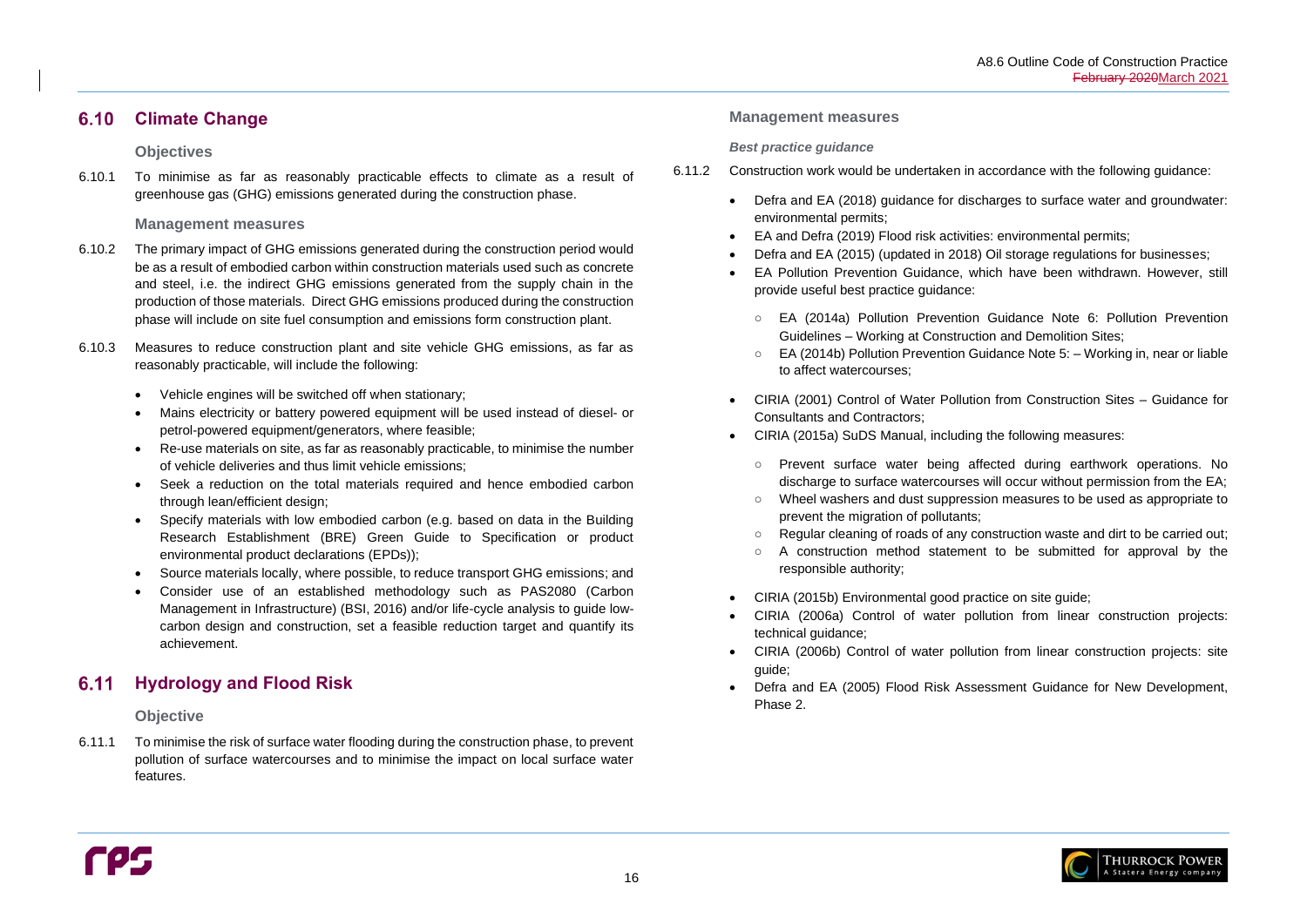## 6.10 Climate Change

### Objectives

6.10.1 To minimise as far as reasonably practicable effects to climate as a result of greenhouse gas (GHG) emissions generated during the construction phase.

### Management measures

6.10.2 The primary impact of GHG emissions generated during the construction period would be as a result of embodied carbon within construction materials used such as concrete and steel, i.e. the indirect GHG emissions generated from the supply chain in the production of those materials. Direct GHG emissions produced during the construction phase will include on site fuel consumption and emissions form construction plant.

6.10.3 Measures to reduce construction plant and site vehicle GHG emissions, as far as reasonably practicable, will include the following:

- Vehicle engines will be switched off when stationary;
- Mains electricity or battery powered equipment will be used instead of diesel- or petrol-powered equipment/generators, where feasible;
- Re-use materials on site, as far as reasonably practicable, to minimise the number of vehicle deliveries and thus limit vehicle emissions;
- Seek a reduction on the total materials required and hence embodied carbon through lean/efficient design;
- Specify materials with low embodied carbon (e.g. based on data in the Building Research Establishment (BRE) Green Guide to Specification or product environmental product declarations (EPDs));
- Source materials locally, where possible, to reduce transport GHG emissions; and
- Consider use of an established methodology such as PAS2080 (Carbon Management in Infrastructure) (BSI, 2016) and/or life-cycle analysis to guide low-carbon design and construction, set a feasible reduction target and quantify its achievement.

## 6.11 Hydrology and Flood Risk

### Objective

6.11.1 To minimise the risk of surface water flooding during the construction phase, to prevent pollution of surface watercourses and to minimise the impact on local surface water features.

### Management measures

#### *Best practice guidance*

6.11.2 Construction work would be undertaken in accordance with the following guidance:

- Defra and EA (2018) guidance for discharges to surface water and groundwater: environmental permits;
- EA and Defra (2019) Flood risk activities: environmental permits;
- Defra and EA (2015) (updated in 2018) Oil storage regulations for businesses;
- EA Pollution Prevention Guidance, which have been withdrawn. However, still provide useful best practice guidance:
  - EA (2014a) Pollution Prevention Guidance Note 6: Pollution Prevention Guidelines – Working at Construction and Demolition Sites;
  - EA (2014b) Pollution Prevention Guidance Note 5: – Working in, near or liable to affect watercourses;
- CIRIA (2001) Control of Water Pollution from Construction Sites – Guidance for Consultants and Contractors;
- CIRIA (2015a) SuDS Manual, including the following measures:
  - Prevent surface water being affected during earthwork operations. No discharge to surface watercourses will occur without permission from the EA;
  - Wheel washers and dust suppression measures to be used as appropriate to prevent the migration of pollutants;
  - Regular cleaning of roads of any construction waste and dirt to be carried out;
  - A construction method statement to be submitted for approval by the responsible authority;
- CIRIA (2015b) Environmental good practice on site guide;
- CIRIA (2006a) Control of water pollution from linear construction projects: technical guidance;
- CIRIA (2006b) Control of water pollution from linear construction projects: site guide;
- Defra and EA (2005) Flood Risk Assessment Guidance for New Development, Phase 2.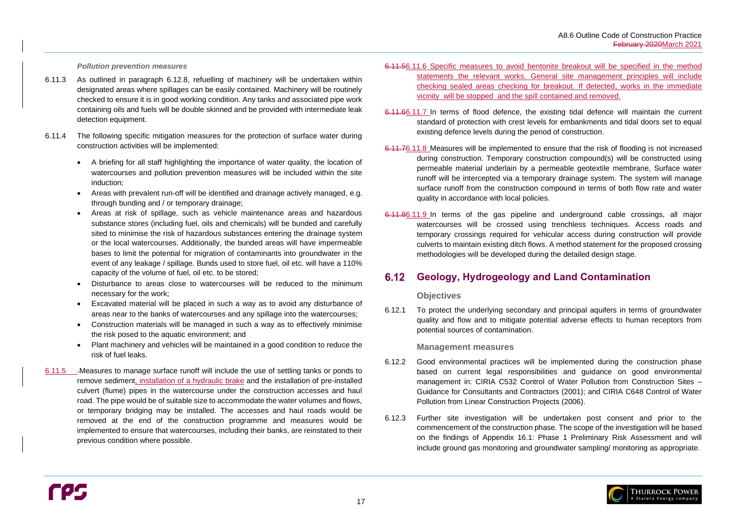*Pollution prevention measures*

6.11.3 As outlined in paragraph 6.12.8, refuelling of machinery will be undertaken within designated areas where spillages can be easily contained. Machinery will be routinely checked to ensure it is in good working condition. Any tanks and associated pipe work containing oils and fuels will be double skinned and be provided with intermediate leak detection equipment.

6.11.4 The following specific mitigation measures for the protection of surface water during construction activities will be implemented:

- A briefing for all staff highlighting the importance of water quality, the location of watercourses and pollution prevention measures will be included within the site induction;
- Areas with prevalent run-off will be identified and drainage actively managed, e.g. through bunding and / or temporary drainage;
- Areas at risk of spillage, such as vehicle maintenance areas and hazardous substance stores (including fuel, oils and chemicals) will be bunded and carefully sited to minimise the risk of hazardous substances entering the drainage system or the local watercourses. Additionally, the bunded areas will have impermeable bases to limit the potential for migration of contaminants into groundwater in the event of any leakage / spillage. Bunds used to store fuel, oil etc. will have a 110% capacity of the volume of fuel, oil etc. to be stored;
- Disturbance to areas close to watercourses will be reduced to the minimum necessary for the work;
- Excavated material will be placed in such a way as to avoid any disturbance of areas near to the banks of watercourses and any spillage into the watercourses;
- Construction materials will be managed in such a way as to effectively minimise the risk posed to the aquatic environment; and
- Plant machinery and vehicles will be maintained in a good condition to reduce the risk of fuel leaks.

6.11.5 Measures to manage surface runoff will include the use of settling tanks or ponds to remove sediment, installation of a hydraulic brake and the installation of pre-installed culvert (flume) pipes in the watercourse under the construction accesses and haul road. The pipe would be of suitable size to accommodate the water volumes and flows, or temporary bridging may be installed. The accesses and haul roads would be removed at the end of the construction programme and measures would be implemented to ensure that watercourses, including their banks, are reinstated to their previous condition where possible.

~~6.11.5~~6.11.6 Specific measures to avoid bentonite breakout will be specified in the method statements the relevant works. General site management principles will include checking sealed areas checking for breakout. If detected, works in the immediate vicinity will be stopped and the spill contained and removed.

~~6.11.6~~6.11.7 In terms of flood defence, the existing tidal defence will maintain the current standard of protection with crest levels for embankments and tidal doors set to equal existing defence levels during the period of construction.

~~6.11.7~~6.11.8 Measures will be implemented to ensure that the risk of flooding is not increased during construction. Temporary construction compound(s) will be constructed using permeable material underlain by a permeable geotextile membrane, Surface water runoff will be intercepted via a temporary drainage system. The system will manage surface runoff from the construction compound in terms of both flow rate and water quality in accordance with local policies.

~~6.11.8~~6.11.9 In terms of the gas pipeline and underground cable crossings, all major watercourses will be crossed using trenchless techniques. Access roads and temporary crossings required for vehicular access during construction will provide culverts to maintain existing ditch flows. A method statement for the proposed crossing methodologies will be developed during the detailed design stage.

## 6.12 Geology, Hydrogeology and Land Contamination

### Objectives

6.12.1 To protect the underlying secondary and principal aquifers in terms of groundwater quality and flow and to mitigate potential adverse effects to human receptors from potential sources of contamination.

### Management measures

6.12.2 Good environmental practices will be implemented during the construction phase based on current legal responsibilities and guidance on good environmental management in: CIRIA C532 Control of Water Pollution from Construction Sites – Guidance for Consultants and Contractors (2001); and CIRIA C648 Control of Water Pollution from Linear Construction Projects (2006).

6.12.3 Further site investigation will be undertaken post consent and prior to the commencement of the construction phase. The scope of the investigation will be based on the findings of Appendix 16.1: Phase 1 Preliminary Risk Assessment and will include ground gas monitoring and groundwater sampling/ monitoring as appropriate.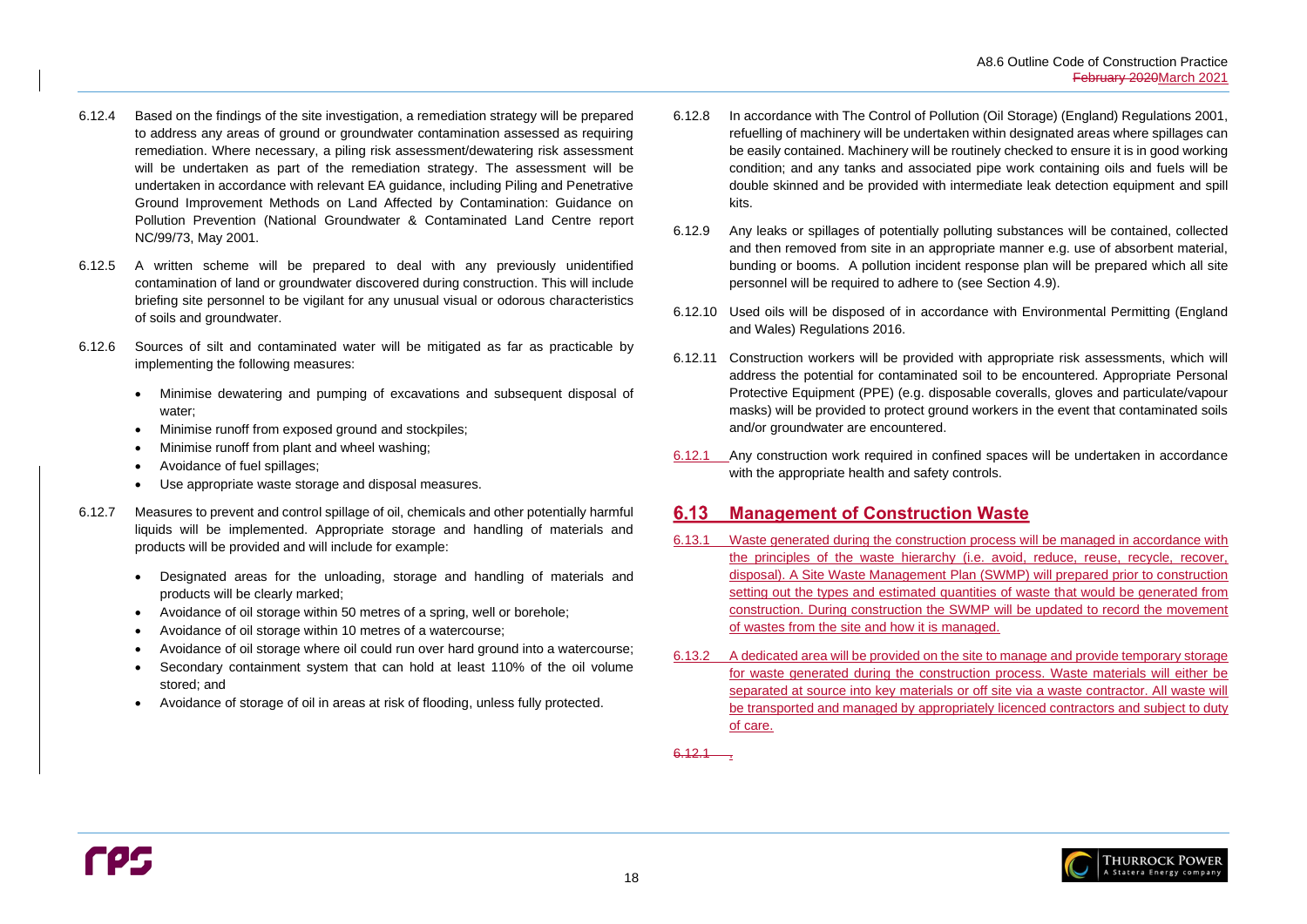6.12.4 Based on the findings of the site investigation, a remediation strategy will be prepared to address any areas of ground or groundwater contamination assessed as requiring remediation. Where necessary, a piling risk assessment/dewatering risk assessment will be undertaken as part of the remediation strategy. The assessment will be undertaken in accordance with relevant EA guidance, including Piling and Penetrative Ground Improvement Methods on Land Affected by Contamination: Guidance on Pollution Prevention (National Groundwater & Contaminated Land Centre report NC/99/73, May 2001.

6.12.5 A written scheme will be prepared to deal with any previously unidentified contamination of land or groundwater discovered during construction. This will include briefing site personnel to be vigilant for any unusual visual or odorous characteristics of soils and groundwater.

6.12.6 Sources of silt and contaminated water will be mitigated as far as practicable by implementing the following measures:

- Minimise dewatering and pumping of excavations and subsequent disposal of water;
- Minimise runoff from exposed ground and stockpiles;
- Minimise runoff from plant and wheel washing;
- Avoidance of fuel spillages;
- Use appropriate waste storage and disposal measures.

6.12.7 Measures to prevent and control spillage of oil, chemicals and other potentially harmful liquids will be implemented. Appropriate storage and handling of materials and products will be provided and will include for example:

- Designated areas for the unloading, storage and handling of materials and products will be clearly marked;
- Avoidance of oil storage within 50 metres of a spring, well or borehole;
- Avoidance of oil storage within 10 metres of a watercourse;
- Avoidance of oil storage where oil could run over hard ground into a watercourse;
- Secondary containment system that can hold at least 110% of the oil volume stored; and
- Avoidance of storage of oil in areas at risk of flooding, unless fully protected.

6.12.8 In accordance with The Control of Pollution (Oil Storage) (England) Regulations 2001, refuelling of machinery will be undertaken within designated areas where spillages can be easily contained. Machinery will be routinely checked to ensure it is in good working condition; and any tanks and associated pipe work containing oils and fuels will be double skinned and be provided with intermediate leak detection equipment and spill kits.

6.12.9 Any leaks or spillages of potentially polluting substances will be contained, collected and then removed from site in an appropriate manner e.g. use of absorbent material, bunding or booms. A pollution incident response plan will be prepared which all site personnel will be required to adhere to (see Section 4.9).

6.12.10 Used oils will be disposed of in accordance with Environmental Permitting (England and Wales) Regulations 2016.

6.12.11 Construction workers will be provided with appropriate risk assessments, which will address the potential for contaminated soil to be encountered. Appropriate Personal Protective Equipment (PPE) (e.g. disposable coveralls, gloves and particulate/vapour masks) will be provided to protect ground workers in the event that contaminated soils and/or groundwater are encountered.

6.12.1 Any construction work required in confined spaces will be undertaken in accordance with the appropriate health and safety controls.

## 6.13 Management of Construction Waste

6.13.1 Waste generated during the construction process will be managed in accordance with the principles of the waste hierarchy (i.e. avoid, reduce, reuse, recycle, recover, disposal). A Site Waste Management Plan (SWMP) will prepared prior to construction setting out the types and estimated quantities of waste that would be generated from construction. During construction the SWMP will be updated to record the movement of wastes from the site and how it is managed.

6.13.2 A dedicated area will be provided on the site to manage and provide temporary storage for waste generated during the construction process. Waste materials will either be separated at source into key materials or off site via a waste contractor. All waste will be transported and managed by appropriately licenced contractors and subject to duty of care.

~~6.12.1~~ .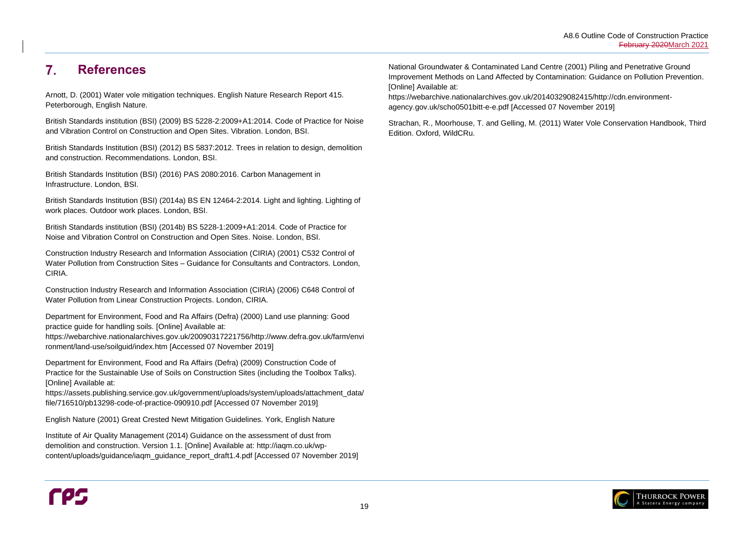# 7. References

Arnott, D. (2001) Water vole mitigation techniques. English Nature Research Report 415. Peterborough, English Nature.

British Standards institution (BSI) (2009) BS 5228-2:2009+A1:2014. Code of Practice for Noise and Vibration Control on Construction and Open Sites. Vibration. London, BSI.

British Standards Institution (BSI) (2012) BS 5837:2012. Trees in relation to design, demolition and construction. Recommendations. London, BSI.

British Standards Institution (BSI) (2016) PAS 2080:2016. Carbon Management in Infrastructure. London, BSI.

British Standards Institution (BSI) (2014a) BS EN 12464-2:2014. Light and lighting. Lighting of work places. Outdoor work places. London, BSI.

British Standards institution (BSI) (2014b) BS 5228-1:2009+A1:2014. Code of Practice for Noise and Vibration Control on Construction and Open Sites. Noise. London, BSI.

Construction Industry Research and Information Association (CIRIA) (2001) C532 Control of Water Pollution from Construction Sites – Guidance for Consultants and Contractors. London, CIRIA.

Construction Industry Research and Information Association (CIRIA) (2006) C648 Control of Water Pollution from Linear Construction Projects. London, CIRIA.

Department for Environment, Food and Ra Affairs (Defra) (2000) Land use planning: Good practice guide for handling soils. [Online] Available at: https://webarchive.nationalarchives.gov.uk/20090317221756/http://www.defra.gov.uk/farm/environment/land-use/soilguid/index.htm [Accessed 07 November 2019]

Department for Environment, Food and Ra Affairs (Defra) (2009) Construction Code of Practice for the Sustainable Use of Soils on Construction Sites (including the Toolbox Talks). [Online] Available at: https://assets.publishing.service.gov.uk/government/uploads/system/uploads/attachment_data/file/716510/pb13298-code-of-practice-090910.pdf [Accessed 07 November 2019]

English Nature (2001) Great Crested Newt Mitigation Guidelines. York, English Nature

Institute of Air Quality Management (2014) Guidance on the assessment of dust from demolition and construction. Version 1.1. [Online] Available at: http://iaqm.co.uk/wp-content/uploads/guidance/iaqm_guidance_report_draft1.4.pdf [Accessed 07 November 2019]

National Groundwater & Contaminated Land Centre (2001) Piling and Penetrative Ground Improvement Methods on Land Affected by Contamination: Guidance on Pollution Prevention. [Online] Available at: https://webarchive.nationalarchives.gov.uk/20140329082415/http://cdn.environment-agency.gov.uk/scho0501bitt-e-e.pdf [Accessed 07 November 2019]

Strachan, R., Moorhouse, T. and Gelling, M. (2011) Water Vole Conservation Handbook, Third Edition. Oxford, WildCRu.